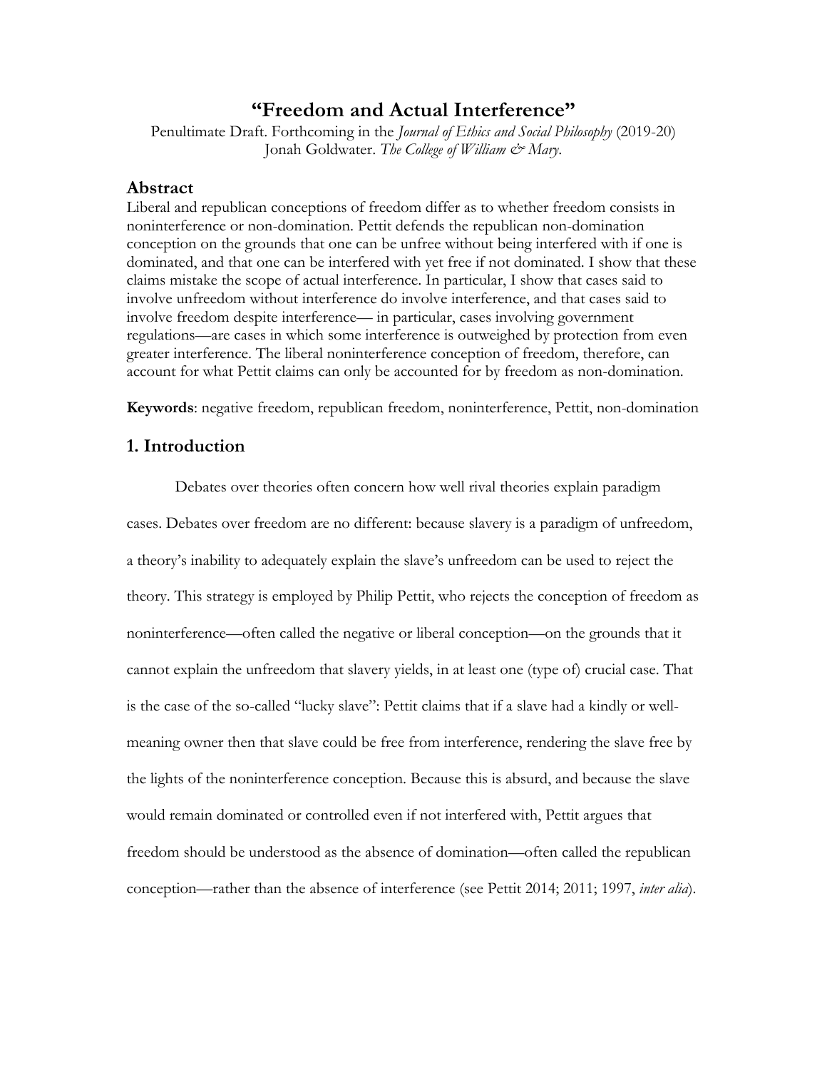# "Freedom and Actual Interference"

Penultimate Draft. Forthcoming in the *Journal of Ethics and Social Philosophy* (2019-20)
Jonah Goldwater. *The College of William & Mary.*

## Abstract

Liberal and republican conceptions of freedom differ as to whether freedom consists in noninterference or non-domination. Pettit defends the republican non-domination conception on the grounds that one can be unfree without being interfered with if one is dominated, and that one can be interfered with yet free if not dominated. I show that these claims mistake the scope of actual interference. In particular, I show that cases said to involve unfreedom without interference do involve interference, and that cases said to involve freedom despite interference— in particular, cases involving government regulations—are cases in which some interference is outweighed by protection from even greater interference. The liberal noninterference conception of freedom, therefore, can account for what Pettit claims can only be accounted for by freedom as non-domination.

**Keywords**: negative freedom, republican freedom, noninterference, Pettit, non-domination

## 1. Introduction

Debates over theories often concern how well rival theories explain paradigm cases. Debates over freedom are no different: because slavery is a paradigm of unfreedom, a theory's inability to adequately explain the slave's unfreedom can be used to reject the theory. This strategy is employed by Philip Pettit, who rejects the conception of freedom as noninterference—often called the negative or liberal conception—on the grounds that it cannot explain the unfreedom that slavery yields, in at least one (type of) crucial case. That is the case of the so-called "lucky slave": Pettit claims that if a slave had a kindly or well-meaning owner then that slave could be free from interference, rendering the slave free by the lights of the noninterference conception. Because this is absurd, and because the slave would remain dominated or controlled even if not interfered with, Pettit argues that freedom should be understood as the absence of domination—often called the republican conception—rather than the absence of interference (see Pettit 2014; 2011; 1997, *inter alia*).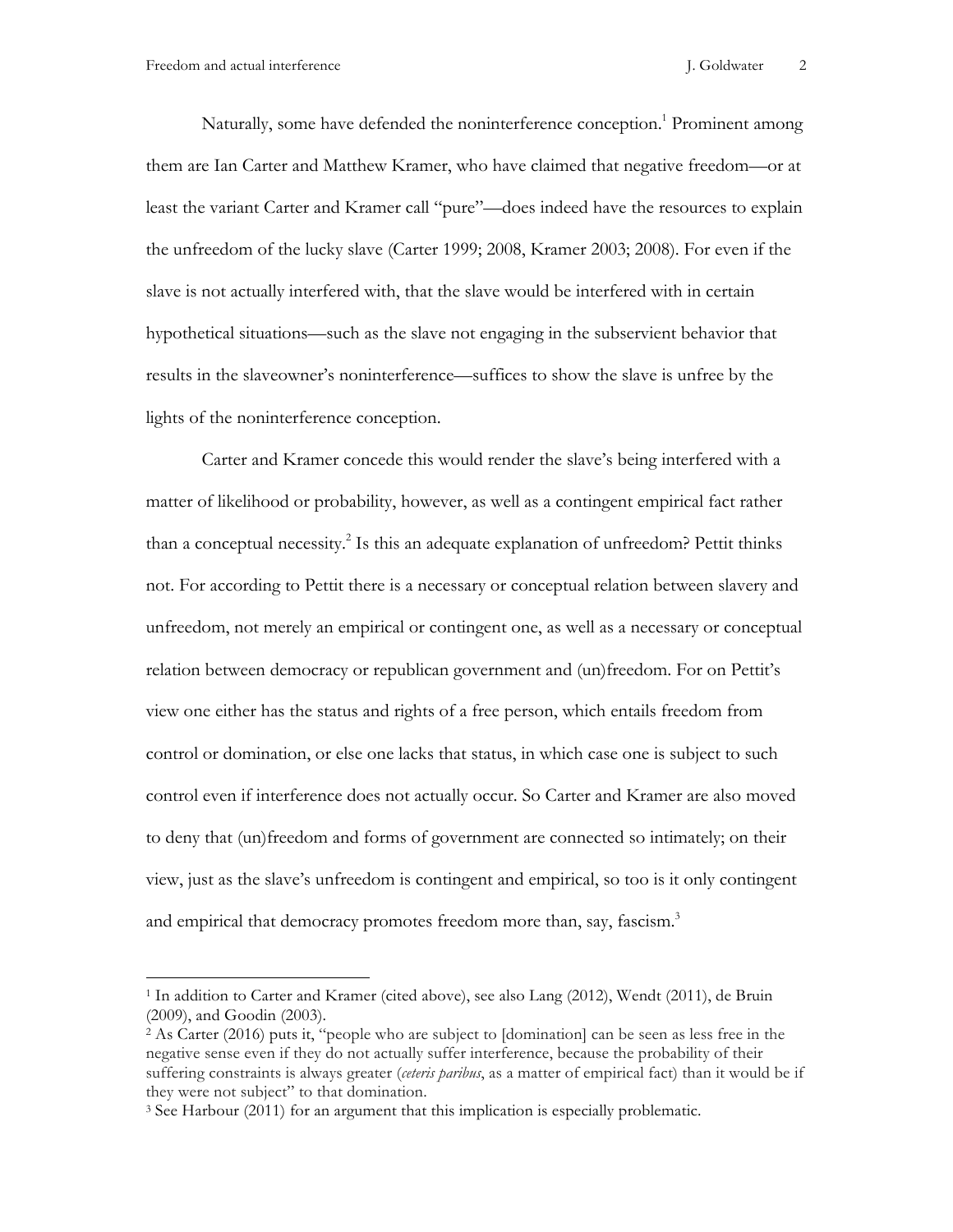Naturally, some have defended the noninterference conception.[1] Prominent among them are Ian Carter and Matthew Kramer, who have claimed that negative freedom—or at least the variant Carter and Kramer call "pure"—does indeed have the resources to explain the unfreedom of the lucky slave (Carter 1999; 2008, Kramer 2003; 2008). For even if the slave is not actually interfered with, that the slave would be interfered with in certain hypothetical situations—such as the slave not engaging in the subservient behavior that results in the slaveowner's noninterference—suffices to show the slave is unfree by the lights of the noninterference conception.

Carter and Kramer concede this would render the slave's being interfered with a matter of likelihood or probability, however, as well as a contingent empirical fact rather than a conceptual necessity.[2] Is this an adequate explanation of unfreedom? Pettit thinks not. For according to Pettit there is a necessary or conceptual relation between slavery and unfreedom, not merely an empirical or contingent one, as well as a necessary or conceptual relation between democracy or republican government and (un)freedom. For on Pettit's view one either has the status and rights of a free person, which entails freedom from control or domination, or else one lacks that status, in which case one is subject to such control even if interference does not actually occur. So Carter and Kramer are also moved to deny that (un)freedom and forms of government are connected so intimately; on their view, just as the slave's unfreedom is contingent and empirical, so too is it only contingent and empirical that democracy promotes freedom more than, say, fascism.[3]

---

[1] In addition to Carter and Kramer (cited above), see also Lang (2012), Wendt (2011), de Bruin (2009), and Goodin (2003).

[2] As Carter (2016) puts it, "people who are subject to [domination] can be seen as less free in the negative sense even if they do not actually suffer interference, because the probability of their suffering constraints is always greater (*ceteris paribus*, as a matter of empirical fact) than it would be if they were not subject" to that domination.

[3] See Harbour (2011) for an argument that this implication is especially problematic.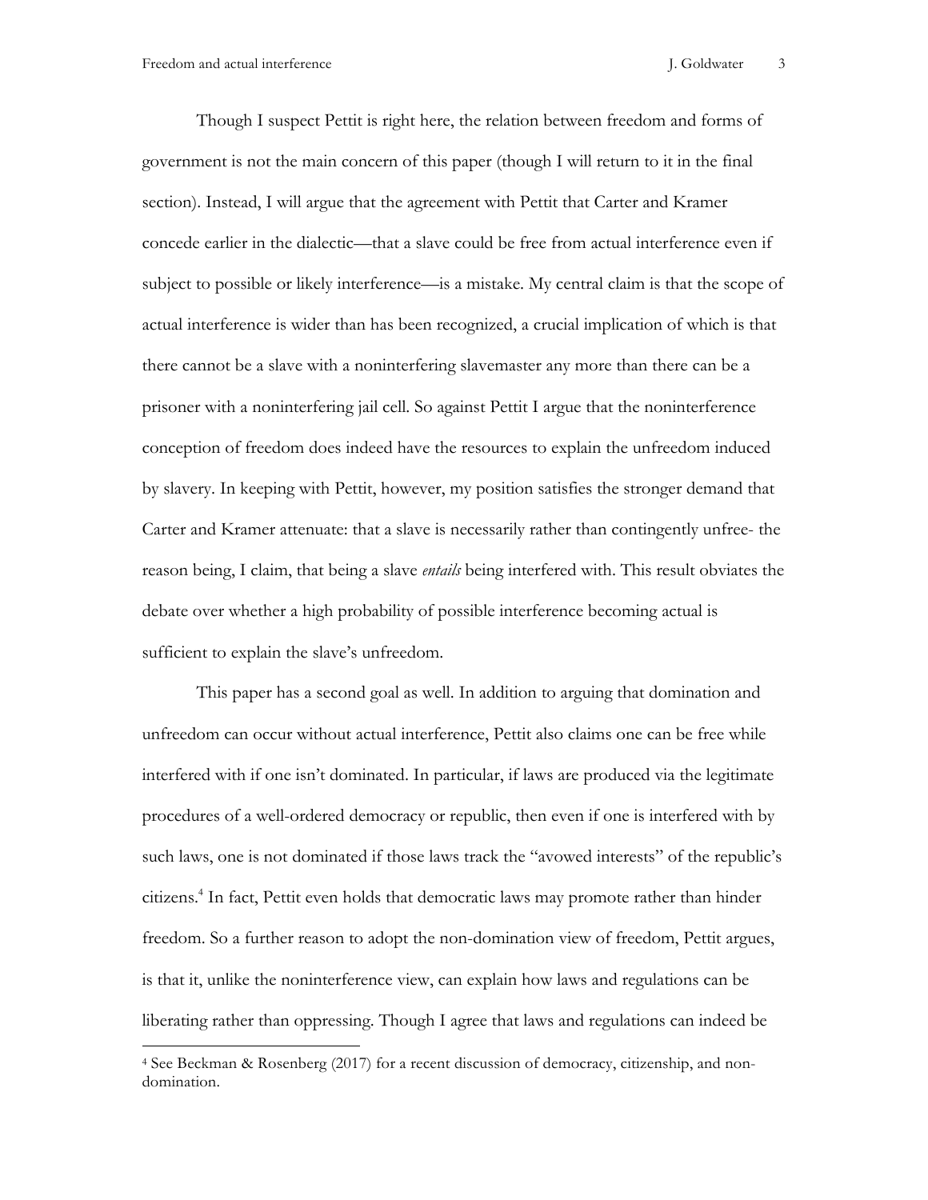Though I suspect Pettit is right here, the relation between freedom and forms of government is not the main concern of this paper (though I will return to it in the final section). Instead, I will argue that the agreement with Pettit that Carter and Kramer concede earlier in the dialectic—that a slave could be free from actual interference even if subject to possible or likely interference—is a mistake. My central claim is that the scope of actual interference is wider than has been recognized, a crucial implication of which is that there cannot be a slave with a noninterfering slavemaster any more than there can be a prisoner with a noninterfering jail cell. So against Pettit I argue that the noninterference conception of freedom does indeed have the resources to explain the unfreedom induced by slavery. In keeping with Pettit, however, my position satisfies the stronger demand that Carter and Kramer attenuate: that a slave is necessarily rather than contingently unfree- the reason being, I claim, that being a slave *entails* being interfered with. This result obviates the debate over whether a high probability of possible interference becoming actual is sufficient to explain the slave's unfreedom.

This paper has a second goal as well. In addition to arguing that domination and unfreedom can occur without actual interference, Pettit also claims one can be free while interfered with if one isn't dominated. In particular, if laws are produced via the legitimate procedures of a well-ordered democracy or republic, then even if one is interfered with by such laws, one is not dominated if those laws track the "avowed interests" of the republic's citizens.[4] In fact, Pettit even holds that democratic laws may promote rather than hinder freedom. So a further reason to adopt the non-domination view of freedom, Pettit argues, is that it, unlike the noninterference view, can explain how laws and regulations can be liberating rather than oppressing. Though I agree that laws and regulations can indeed be

[4] See Beckman & Rosenberg (2017) for a recent discussion of democracy, citizenship, and non-domination.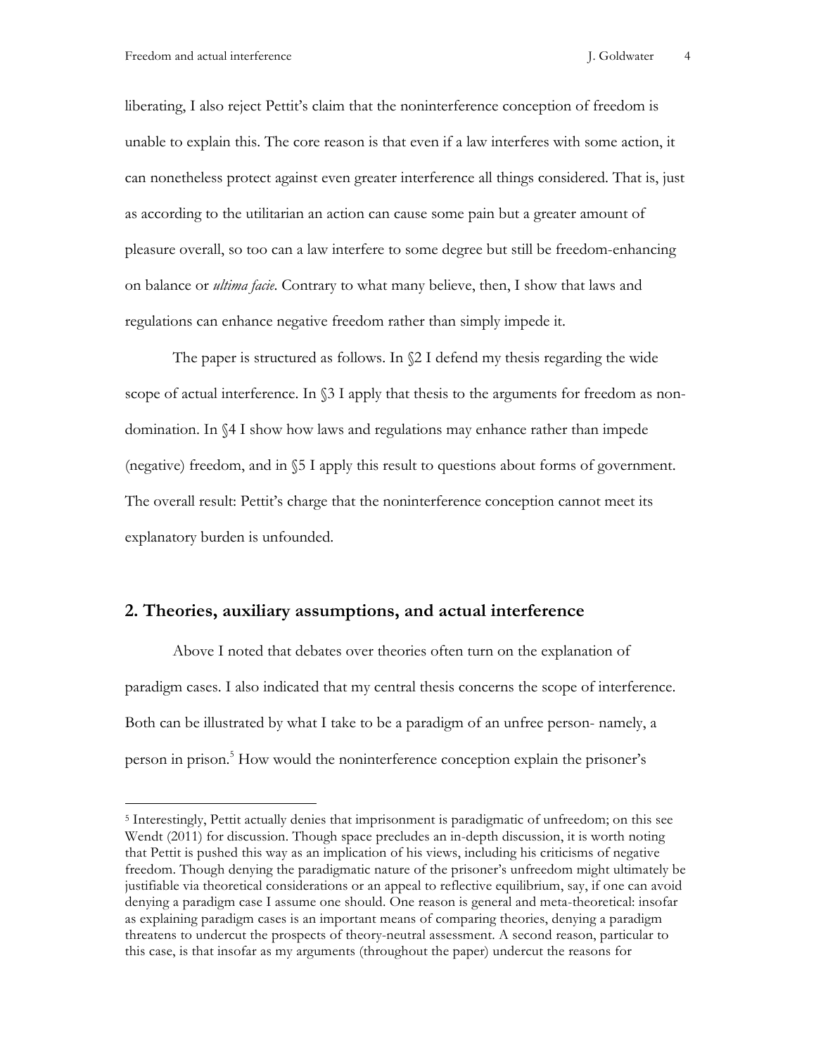liberating, I also reject Pettit's claim that the noninterference conception of freedom is unable to explain this. The core reason is that even if a law interferes with some action, it can nonetheless protect against even greater interference all things considered. That is, just as according to the utilitarian an action can cause some pain but a greater amount of pleasure overall, so too can a law interfere to some degree but still be freedom-enhancing on balance or *ultima facie*. Contrary to what many believe, then, I show that laws and regulations can enhance negative freedom rather than simply impede it.

The paper is structured as follows. In §2 I defend my thesis regarding the wide scope of actual interference. In §3 I apply that thesis to the arguments for freedom as non-domination. In §4 I show how laws and regulations may enhance rather than impede (negative) freedom, and in §5 I apply this result to questions about forms of government. The overall result: Pettit's charge that the noninterference conception cannot meet its explanatory burden is unfounded.

## 2. Theories, auxiliary assumptions, and actual interference

Above I noted that debates over theories often turn on the explanation of paradigm cases. I also indicated that my central thesis concerns the scope of interference. Both can be illustrated by what I take to be a paradigm of an unfree person- namely, a person in prison.[5] How would the noninterference conception explain the prisoner's

---

[5] Interestingly, Pettit actually denies that imprisonment is paradigmatic of unfreedom; on this see Wendt (2011) for discussion. Though space precludes an in-depth discussion, it is worth noting that Pettit is pushed this way as an implication of his views, including his criticisms of negative freedom. Though denying the paradigmatic nature of the prisoner's unfreedom might ultimately be justifiable via theoretical considerations or an appeal to reflective equilibrium, say, if one can avoid denying a paradigm case I assume one should. One reason is general and meta-theoretical: insofar as explaining paradigm cases is an important means of comparing theories, denying a paradigm threatens to undercut the prospects of theory-neutral assessment. A second reason, particular to this case, is that insofar as my arguments (throughout the paper) undercut the reasons for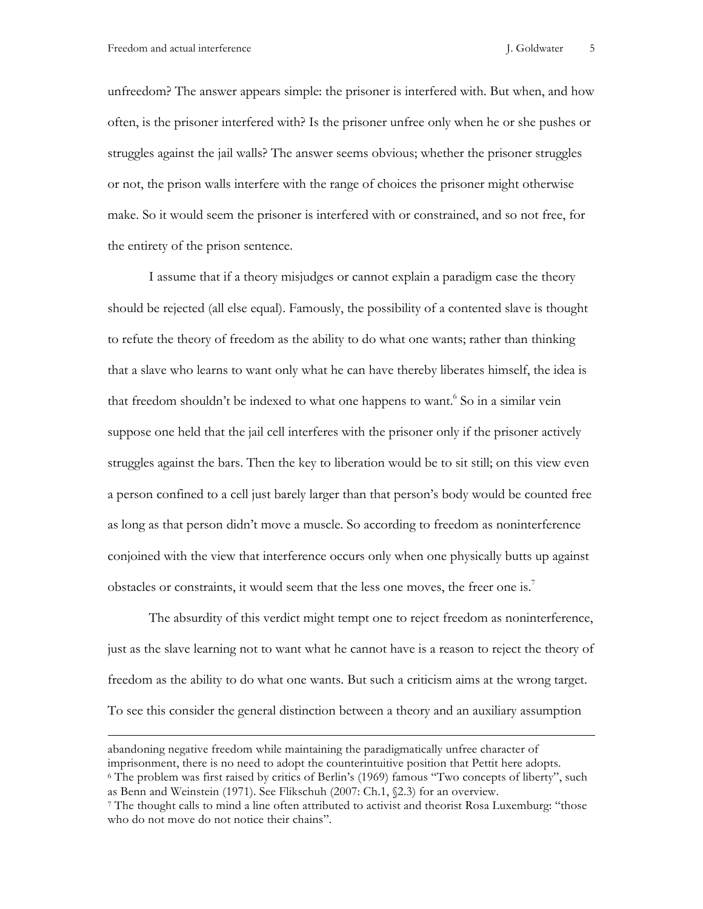unfreedom? The answer appears simple: the prisoner is interfered with. But when, and how often, is the prisoner interfered with? Is the prisoner unfree only when he or she pushes or struggles against the jail walls? The answer seems obvious; whether the prisoner struggles or not, the prison walls interfere with the range of choices the prisoner might otherwise make. So it would seem the prisoner is interfered with or constrained, and so not free, for the entirety of the prison sentence.

I assume that if a theory misjudges or cannot explain a paradigm case the theory should be rejected (all else equal). Famously, the possibility of a contented slave is thought to refute the theory of freedom as the ability to do what one wants; rather than thinking that a slave who learns to want only what he can have thereby liberates himself, the idea is that freedom shouldn't be indexed to what one happens to want.[6] So in a similar vein suppose one held that the jail cell interferes with the prisoner only if the prisoner actively struggles against the bars. Then the key to liberation would be to sit still; on this view even a person confined to a cell just barely larger than that person's body would be counted free as long as that person didn't move a muscle. So according to freedom as noninterference conjoined with the view that interference occurs only when one physically butts up against obstacles or constraints, it would seem that the less one moves, the freer one is.[7]

The absurdity of this verdict might tempt one to reject freedom as noninterference, just as the slave learning not to want what he cannot have is a reason to reject the theory of freedom as the ability to do what one wants. But such a criticism aims at the wrong target. To see this consider the general distinction between a theory and an auxiliary assumption

---

abandoning negative freedom while maintaining the paradigmatically unfree character of imprisonment, there is no need to adopt the counterintuitive position that Pettit here adopts.

[6] The problem was first raised by critics of Berlin's (1969) famous "Two concepts of liberty", such as Benn and Weinstein (1971). See Flikschuh (2007: Ch.1, §2.3) for an overview.

[7] The thought calls to mind a line often attributed to activist and theorist Rosa Luxemburg: "those who do not move do not notice their chains".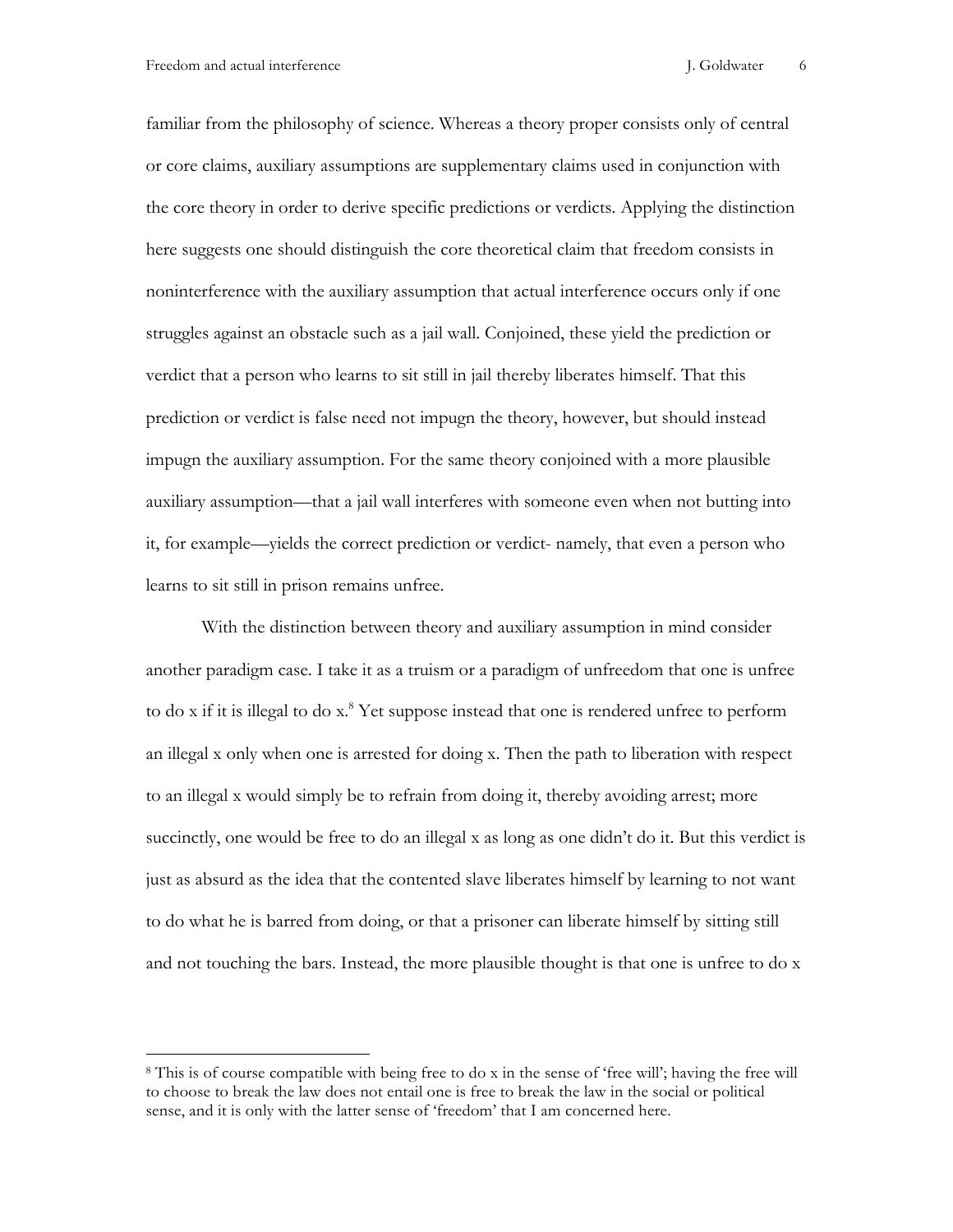familiar from the philosophy of science. Whereas a theory proper consists only of central or core claims, auxiliary assumptions are supplementary claims used in conjunction with the core theory in order to derive specific predictions or verdicts. Applying the distinction here suggests one should distinguish the core theoretical claim that freedom consists in noninterference with the auxiliary assumption that actual interference occurs only if one struggles against an obstacle such as a jail wall. Conjoined, these yield the prediction or verdict that a person who learns to sit still in jail thereby liberates himself. That this prediction or verdict is false need not impugn the theory, however, but should instead impugn the auxiliary assumption. For the same theory conjoined with a more plausible auxiliary assumption—that a jail wall interferes with someone even when not butting into it, for example—yields the correct prediction or verdict- namely, that even a person who learns to sit still in prison remains unfree.

With the distinction between theory and auxiliary assumption in mind consider another paradigm case. I take it as a truism or a paradigm of unfreedom that one is unfree to do x if it is illegal to do x.[8] Yet suppose instead that one is rendered unfree to perform an illegal x only when one is arrested for doing x. Then the path to liberation with respect to an illegal x would simply be to refrain from doing it, thereby avoiding arrest; more succinctly, one would be free to do an illegal x as long as one didn't do it. But this verdict is just as absurd as the idea that the contented slave liberates himself by learning to not want to do what he is barred from doing, or that a prisoner can liberate himself by sitting still and not touching the bars. Instead, the more plausible thought is that one is unfree to do x

[8] This is of course compatible with being free to do x in the sense of 'free will'; having the free will to choose to break the law does not entail one is free to break the law in the social or political sense, and it is only with the latter sense of 'freedom' that I am concerned here.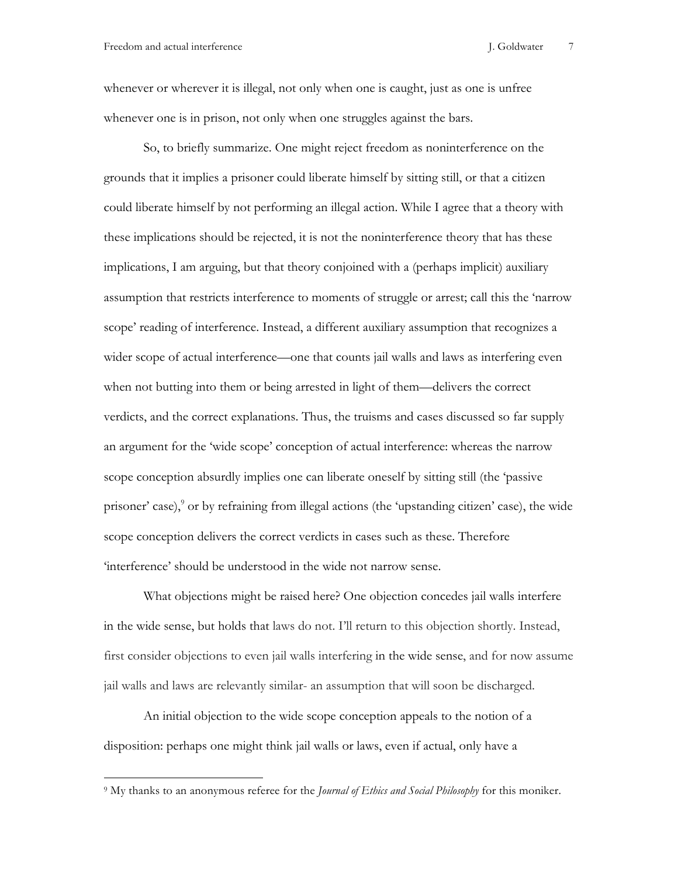whenever or wherever it is illegal, not only when one is caught, just as one is unfree whenever one is in prison, not only when one struggles against the bars.

So, to briefly summarize. One might reject freedom as noninterference on the grounds that it implies a prisoner could liberate himself by sitting still, or that a citizen could liberate himself by not performing an illegal action. While I agree that a theory with these implications should be rejected, it is not the noninterference theory that has these implications, I am arguing, but that theory conjoined with a (perhaps implicit) auxiliary assumption that restricts interference to moments of struggle or arrest; call this the 'narrow scope' reading of interference. Instead, a different auxiliary assumption that recognizes a wider scope of actual interference—one that counts jail walls and laws as interfering even when not butting into them or being arrested in light of them—delivers the correct verdicts, and the correct explanations. Thus, the truisms and cases discussed so far supply an argument for the 'wide scope' conception of actual interference: whereas the narrow scope conception absurdly implies one can liberate oneself by sitting still (the 'passive prisoner' case),[9] or by refraining from illegal actions (the 'upstanding citizen' case), the wide scope conception delivers the correct verdicts in cases such as these. Therefore 'interference' should be understood in the wide not narrow sense.

What objections might be raised here? One objection concedes jail walls interfere in the wide sense, but holds that laws do not. I'll return to this objection shortly. Instead, first consider objections to even jail walls interfering in the wide sense, and for now assume jail walls and laws are relevantly similar- an assumption that will soon be discharged.

An initial objection to the wide scope conception appeals to the notion of a disposition: perhaps one might think jail walls or laws, even if actual, only have a

[9] My thanks to an anonymous referee for the *Journal of Ethics and Social Philosophy* for this moniker.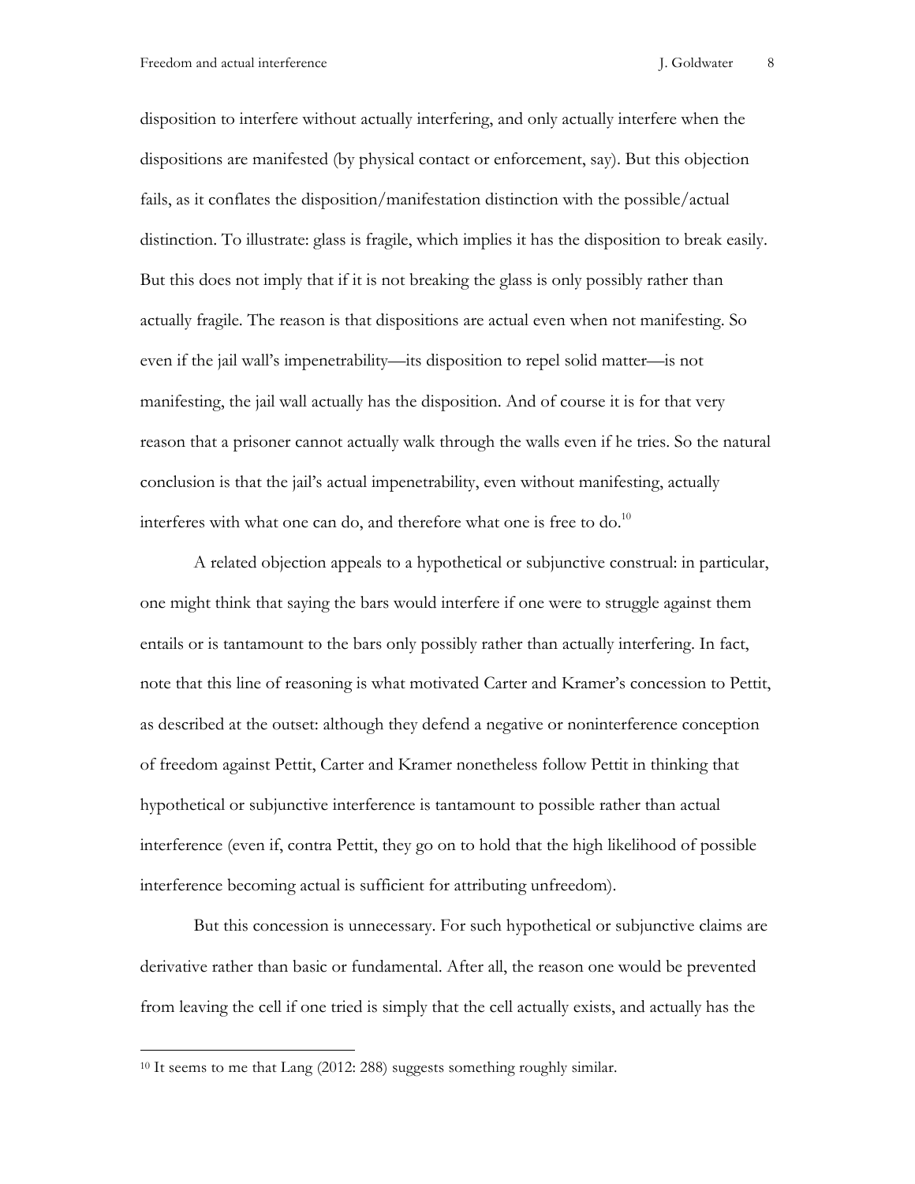disposition to interfere without actually interfering, and only actually interfere when the dispositions are manifested (by physical contact or enforcement, say). But this objection fails, as it conflates the disposition/manifestation distinction with the possible/actual distinction. To illustrate: glass is fragile, which implies it has the disposition to break easily. But this does not imply that if it is not breaking the glass is only possibly rather than actually fragile. The reason is that dispositions are actual even when not manifesting. So even if the jail wall's impenetrability—its disposition to repel solid matter—is not manifesting, the jail wall actually has the disposition. And of course it is for that very reason that a prisoner cannot actually walk through the walls even if he tries. So the natural conclusion is that the jail's actual impenetrability, even without manifesting, actually interferes with what one can do, and therefore what one is free to do.[10]

A related objection appeals to a hypothetical or subjunctive construal: in particular, one might think that saying the bars would interfere if one were to struggle against them entails or is tantamount to the bars only possibly rather than actually interfering. In fact, note that this line of reasoning is what motivated Carter and Kramer's concession to Pettit, as described at the outset: although they defend a negative or noninterference conception of freedom against Pettit, Carter and Kramer nonetheless follow Pettit in thinking that hypothetical or subjunctive interference is tantamount to possible rather than actual interference (even if, contra Pettit, they go on to hold that the high likelihood of possible interference becoming actual is sufficient for attributing unfreedom).

But this concession is unnecessary. For such hypothetical or subjunctive claims are derivative rather than basic or fundamental. After all, the reason one would be prevented from leaving the cell if one tried is simply that the cell actually exists, and actually has the

[10] It seems to me that Lang (2012: 288) suggests something roughly similar.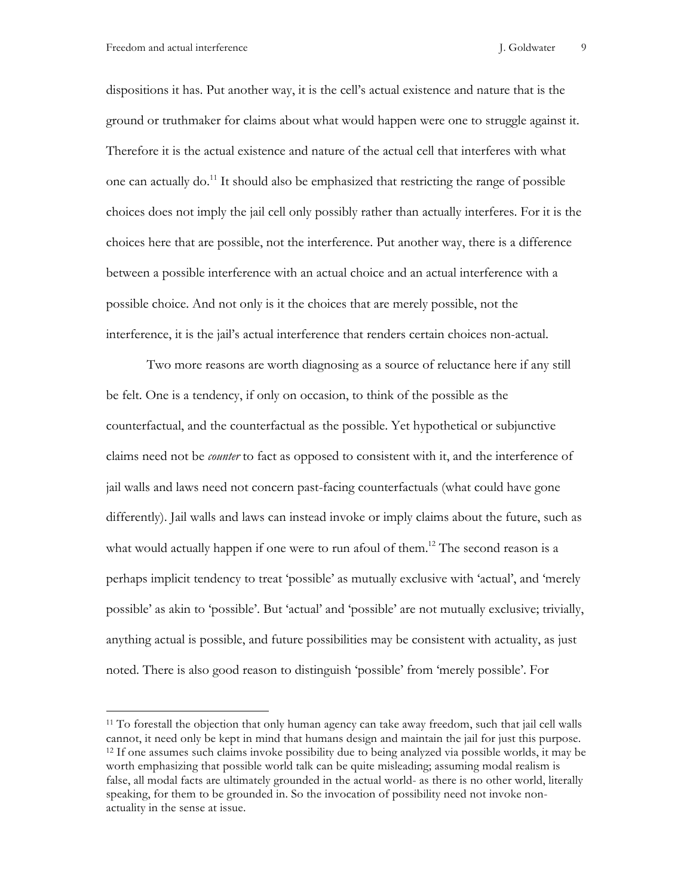dispositions it has. Put another way, it is the cell's actual existence and nature that is the ground or truthmaker for claims about what would happen were one to struggle against it. Therefore it is the actual existence and nature of the actual cell that interferes with what one can actually do.[11] It should also be emphasized that restricting the range of possible choices does not imply the jail cell only possibly rather than actually interferes. For it is the choices here that are possible, not the interference. Put another way, there is a difference between a possible interference with an actual choice and an actual interference with a possible choice. And not only is it the choices that are merely possible, not the interference, it is the jail's actual interference that renders certain choices non-actual.

Two more reasons are worth diagnosing as a source of reluctance here if any still be felt. One is a tendency, if only on occasion, to think of the possible as the counterfactual, and the counterfactual as the possible. Yet hypothetical or subjunctive claims need not be *counter* to fact as opposed to consistent with it, and the interference of jail walls and laws need not concern past-facing counterfactuals (what could have gone differently). Jail walls and laws can instead invoke or imply claims about the future, such as what would actually happen if one were to run afoul of them.[12] The second reason is a perhaps implicit tendency to treat 'possible' as mutually exclusive with 'actual', and 'merely possible' as akin to 'possible'. But 'actual' and 'possible' are not mutually exclusive; trivially, anything actual is possible, and future possibilities may be consistent with actuality, as just noted. There is also good reason to distinguish 'possible' from 'merely possible'. For

---

[11] To forestall the objection that only human agency can take away freedom, such that jail cell walls cannot, it need only be kept in mind that humans design and maintain the jail for just this purpose.

[12] If one assumes such claims invoke possibility due to being analyzed via possible worlds, it may be worth emphasizing that possible world talk can be quite misleading; assuming modal realism is false, all modal facts are ultimately grounded in the actual world- as there is no other world, literally speaking, for them to be grounded in. So the invocation of possibility need not invoke non-actuality in the sense at issue.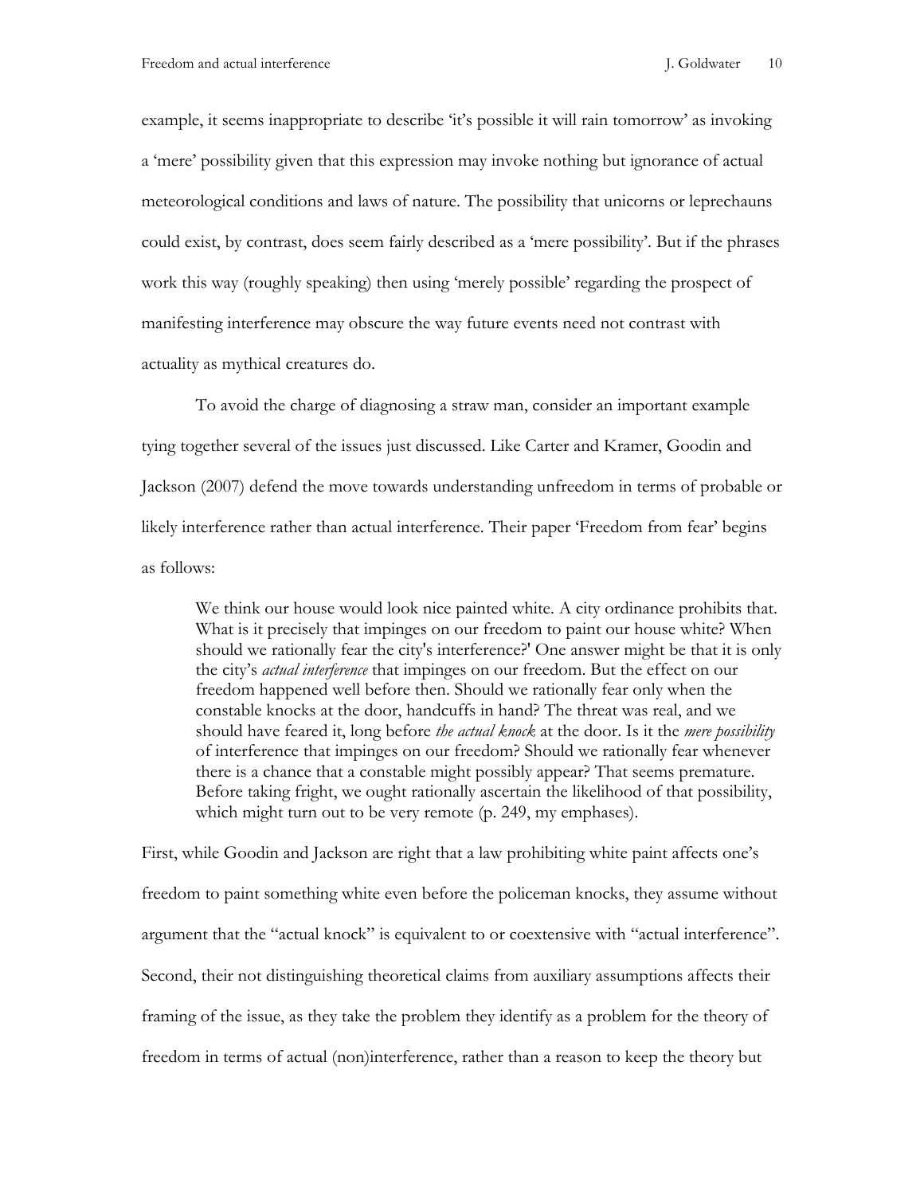example, it seems inappropriate to describe 'it's possible it will rain tomorrow' as invoking a 'mere' possibility given that this expression may invoke nothing but ignorance of actual meteorological conditions and laws of nature. The possibility that unicorns or leprechauns could exist, by contrast, does seem fairly described as a 'mere possibility'. But if the phrases work this way (roughly speaking) then using 'merely possible' regarding the prospect of manifesting interference may obscure the way future events need not contrast with actuality as mythical creatures do.

To avoid the charge of diagnosing a straw man, consider an important example tying together several of the issues just discussed. Like Carter and Kramer, Goodin and Jackson (2007) defend the move towards understanding unfreedom in terms of probable or likely interference rather than actual interference. Their paper 'Freedom from fear' begins as follows:

> We think our house would look nice painted white. A city ordinance prohibits that. What is it precisely that impinges on our freedom to paint our house white? When should we rationally fear the city's interference?' One answer might be that it is only the city's *actual interference* that impinges on our freedom. But the effect on our freedom happened well before then. Should we rationally fear only when the constable knocks at the door, handcuffs in hand? The threat was real, and we should have feared it, long before *the actual knock* at the door. Is it the *mere possibility* of interference that impinges on our freedom? Should we rationally fear whenever there is a chance that a constable might possibly appear? That seems premature. Before taking fright, we ought rationally ascertain the likelihood of that possibility, which might turn out to be very remote (p. 249, my emphases).

First, while Goodin and Jackson are right that a law prohibiting white paint affects one's freedom to paint something white even before the policeman knocks, they assume without argument that the "actual knock" is equivalent to or coextensive with "actual interference". Second, their not distinguishing theoretical claims from auxiliary assumptions affects their framing of the issue, as they take the problem they identify as a problem for the theory of freedom in terms of actual (non)interference, rather than a reason to keep the theory but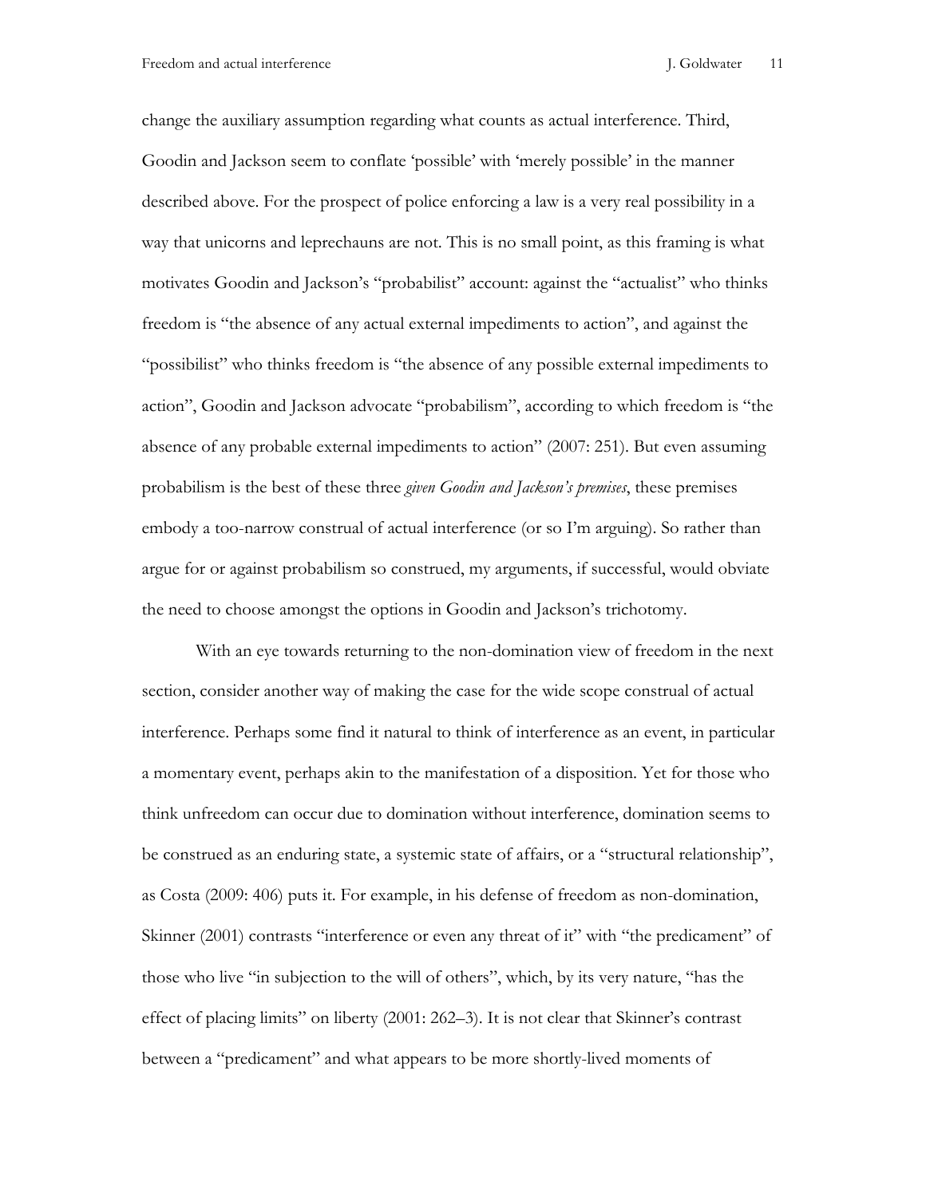change the auxiliary assumption regarding what counts as actual interference. Third, Goodin and Jackson seem to conflate 'possible' with 'merely possible' in the manner described above. For the prospect of police enforcing a law is a very real possibility in a way that unicorns and leprechauns are not. This is no small point, as this framing is what motivates Goodin and Jackson's "probabilist" account: against the "actualist" who thinks freedom is "the absence of any actual external impediments to action", and against the "possibilist" who thinks freedom is "the absence of any possible external impediments to action", Goodin and Jackson advocate "probabilism", according to which freedom is "the absence of any probable external impediments to action" (2007: 251). But even assuming probabilism is the best of these three *given Goodin and Jackson's premises*, these premises embody a too-narrow construal of actual interference (or so I'm arguing). So rather than argue for or against probabilism so construed, my arguments, if successful, would obviate the need to choose amongst the options in Goodin and Jackson's trichotomy.

With an eye towards returning to the non-domination view of freedom in the next section, consider another way of making the case for the wide scope construal of actual interference. Perhaps some find it natural to think of interference as an event, in particular a momentary event, perhaps akin to the manifestation of a disposition. Yet for those who think unfreedom can occur due to domination without interference, domination seems to be construed as an enduring state, a systemic state of affairs, or a "structural relationship", as Costa (2009: 406) puts it. For example, in his defense of freedom as non-domination, Skinner (2001) contrasts "interference or even any threat of it" with "the predicament" of those who live "in subjection to the will of others", which, by its very nature, "has the effect of placing limits" on liberty (2001: 262–3). It is not clear that Skinner's contrast between a "predicament" and what appears to be more shortly-lived moments of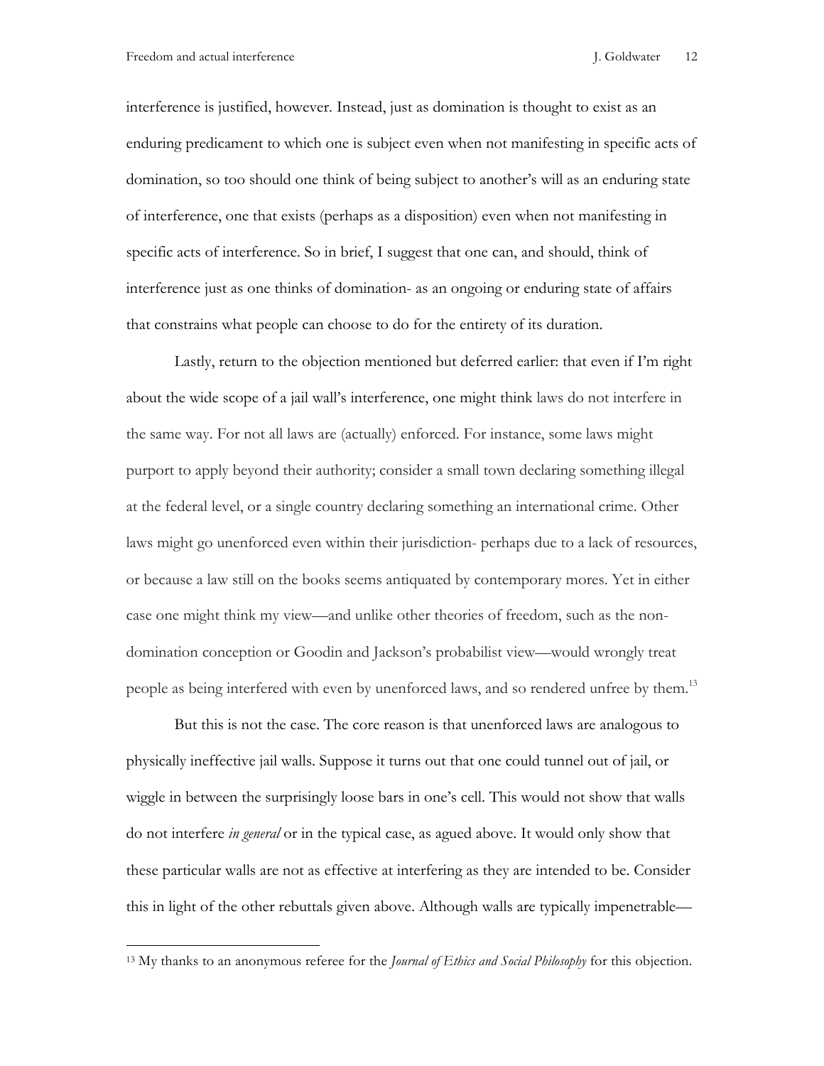interference is justified, however. Instead, just as domination is thought to exist as an enduring predicament to which one is subject even when not manifesting in specific acts of domination, so too should one think of being subject to another's will as an enduring state of interference, one that exists (perhaps as a disposition) even when not manifesting in specific acts of interference. So in brief, I suggest that one can, and should, think of interference just as one thinks of domination- as an ongoing or enduring state of affairs that constrains what people can choose to do for the entirety of its duration.

Lastly, return to the objection mentioned but deferred earlier: that even if I'm right about the wide scope of a jail wall's interference, one might think laws do not interfere in the same way. For not all laws are (actually) enforced. For instance, some laws might purport to apply beyond their authority; consider a small town declaring something illegal at the federal level, or a single country declaring something an international crime. Other laws might go unenforced even within their jurisdiction- perhaps due to a lack of resources, or because a law still on the books seems antiquated by contemporary mores. Yet in either case one might think my view—and unlike other theories of freedom, such as the non-domination conception or Goodin and Jackson's probabilist view—would wrongly treat people as being interfered with even by unenforced laws, and so rendered unfree by them.[13]

But this is not the case. The core reason is that unenforced laws are analogous to physically ineffective jail walls. Suppose it turns out that one could tunnel out of jail, or wiggle in between the surprisingly loose bars in one's cell. This would not show that walls do not interfere *in general* or in the typical case, as agued above. It would only show that these particular walls are not as effective at interfering as they are intended to be. Consider this in light of the other rebuttals given above. Although walls are typically impenetrable—

[13] My thanks to an anonymous referee for the *Journal of Ethics and Social Philosophy* for this objection.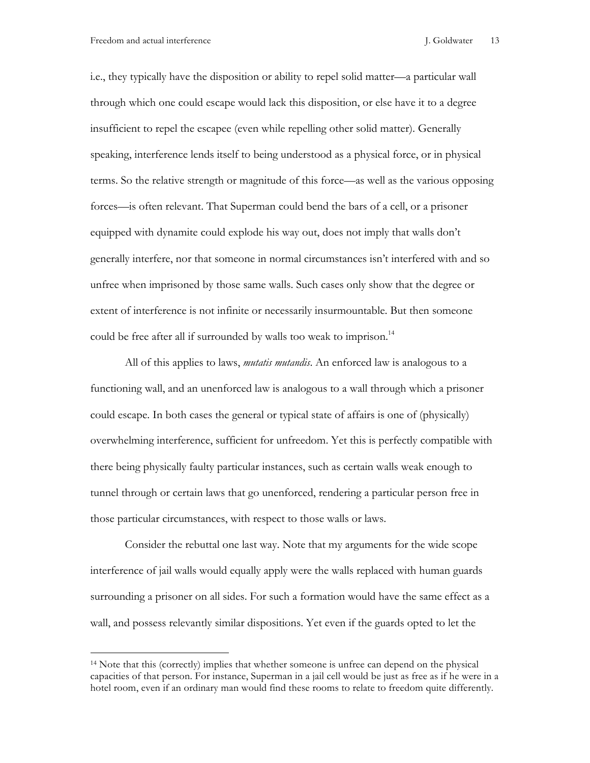i.e., they typically have the disposition or ability to repel solid matter—a particular wall through which one could escape would lack this disposition, or else have it to a degree insufficient to repel the escapee (even while repelling other solid matter). Generally speaking, interference lends itself to being understood as a physical force, or in physical terms. So the relative strength or magnitude of this force—as well as the various opposing forces—is often relevant. That Superman could bend the bars of a cell, or a prisoner equipped with dynamite could explode his way out, does not imply that walls don't generally interfere, nor that someone in normal circumstances isn't interfered with and so unfree when imprisoned by those same walls. Such cases only show that the degree or extent of interference is not infinite or necessarily insurmountable. But then someone could be free after all if surrounded by walls too weak to imprison.[14]

All of this applies to laws, *mutatis mutandis*. An enforced law is analogous to a functioning wall, and an unenforced law is analogous to a wall through which a prisoner could escape. In both cases the general or typical state of affairs is one of (physically) overwhelming interference, sufficient for unfreedom. Yet this is perfectly compatible with there being physically faulty particular instances, such as certain walls weak enough to tunnel through or certain laws that go unenforced, rendering a particular person free in those particular circumstances, with respect to those walls or laws.

Consider the rebuttal one last way. Note that my arguments for the wide scope interference of jail walls would equally apply were the walls replaced with human guards surrounding a prisoner on all sides. For such a formation would have the same effect as a wall, and possess relevantly similar dispositions. Yet even if the guards opted to let the

---

[14] Note that this (correctly) implies that whether someone is unfree can depend on the physical capacities of that person. For instance, Superman in a jail cell would be just as free as if he were in a hotel room, even if an ordinary man would find these rooms to relate to freedom quite differently.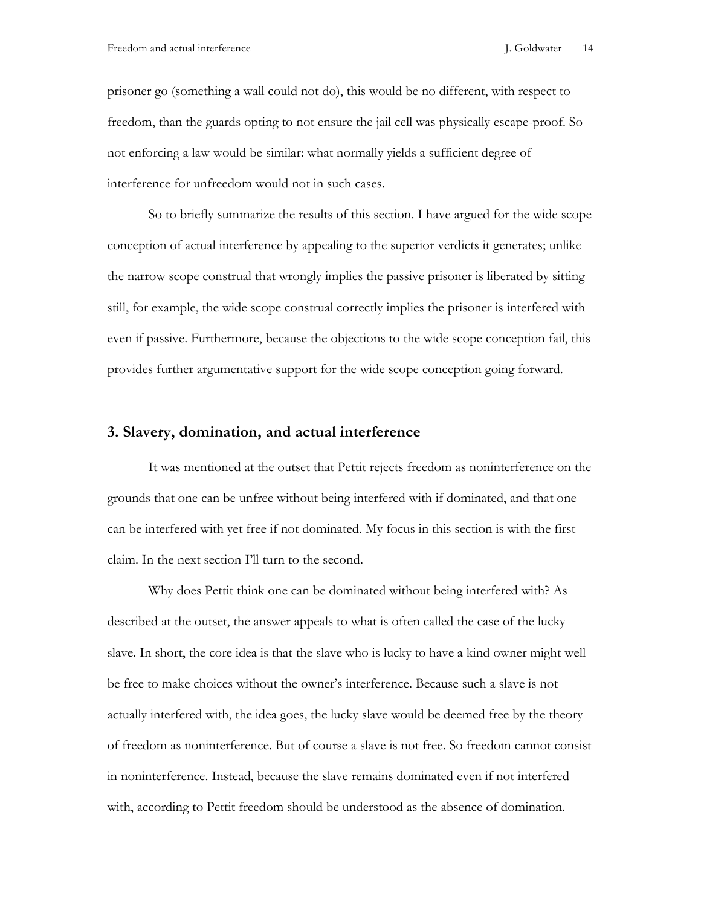prisoner go (something a wall could not do), this would be no different, with respect to freedom, than the guards opting to not ensure the jail cell was physically escape-proof. So not enforcing a law would be similar: what normally yields a sufficient degree of interference for unfreedom would not in such cases.

So to briefly summarize the results of this section. I have argued for the wide scope conception of actual interference by appealing to the superior verdicts it generates; unlike the narrow scope construal that wrongly implies the passive prisoner is liberated by sitting still, for example, the wide scope construal correctly implies the prisoner is interfered with even if passive. Furthermore, because the objections to the wide scope conception fail, this provides further argumentative support for the wide scope conception going forward.

## 3. Slavery, domination, and actual interference

It was mentioned at the outset that Pettit rejects freedom as noninterference on the grounds that one can be unfree without being interfered with if dominated, and that one can be interfered with yet free if not dominated. My focus in this section is with the first claim. In the next section I'll turn to the second.

Why does Pettit think one can be dominated without being interfered with? As described at the outset, the answer appeals to what is often called the case of the lucky slave. In short, the core idea is that the slave who is lucky to have a kind owner might well be free to make choices without the owner's interference. Because such a slave is not actually interfered with, the idea goes, the lucky slave would be deemed free by the theory of freedom as noninterference. But of course a slave is not free. So freedom cannot consist in noninterference. Instead, because the slave remains dominated even if not interfered with, according to Pettit freedom should be understood as the absence of domination.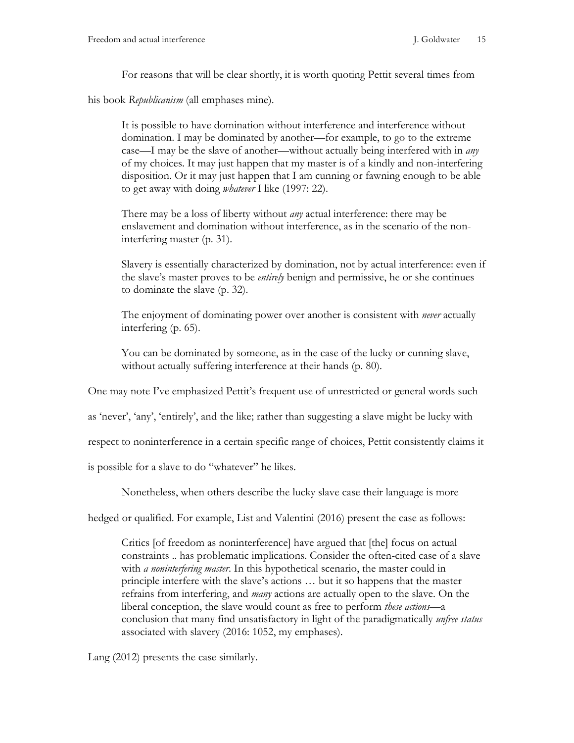For reasons that will be clear shortly, it is worth quoting Pettit several times from his book *Republicanism* (all emphases mine).

> It is possible to have domination without interference and interference without domination. I may be dominated by another—for example, to go to the extreme case—I may be the slave of another—without actually being interfered with in *any* of my choices. It may just happen that my master is of a kindly and non-interfering disposition. Or it may just happen that I am cunning or fawning enough to be able to get away with doing *whatever* I like (1997: 22).
>
> There may be a loss of liberty without *any* actual interference: there may be enslavement and domination without interference, as in the scenario of the non-interfering master (p. 31).
>
> Slavery is essentially characterized by domination, not by actual interference: even if the slave's master proves to be *entirely* benign and permissive, he or she continues to dominate the slave (p. 32).
>
> The enjoyment of dominating power over another is consistent with *never* actually interfering (p. 65).
>
> You can be dominated by someone, as in the case of the lucky or cunning slave, without actually suffering interference at their hands (p. 80).

One may note I've emphasized Pettit's frequent use of unrestricted or general words such as 'never', 'any', 'entirely', and the like; rather than suggesting a slave might be lucky with respect to noninterference in a certain specific range of choices, Pettit consistently claims it is possible for a slave to do "whatever" he likes.

Nonetheless, when others describe the lucky slave case their language is more hedged or qualified. For example, List and Valentini (2016) present the case as follows:

> Critics [of freedom as noninterference] have argued that [the] focus on actual constraints .. has problematic implications. Consider the often-cited case of a slave with *a noninterfering master*. In this hypothetical scenario, the master could in principle interfere with the slave's actions … but it so happens that the master refrains from interfering, and *many* actions are actually open to the slave. On the liberal conception, the slave would count as free to perform *these actions*—a conclusion that many find unsatisfactory in light of the paradigmatically *unfree status* associated with slavery (2016: 1052, my emphases).

Lang (2012) presents the case similarly.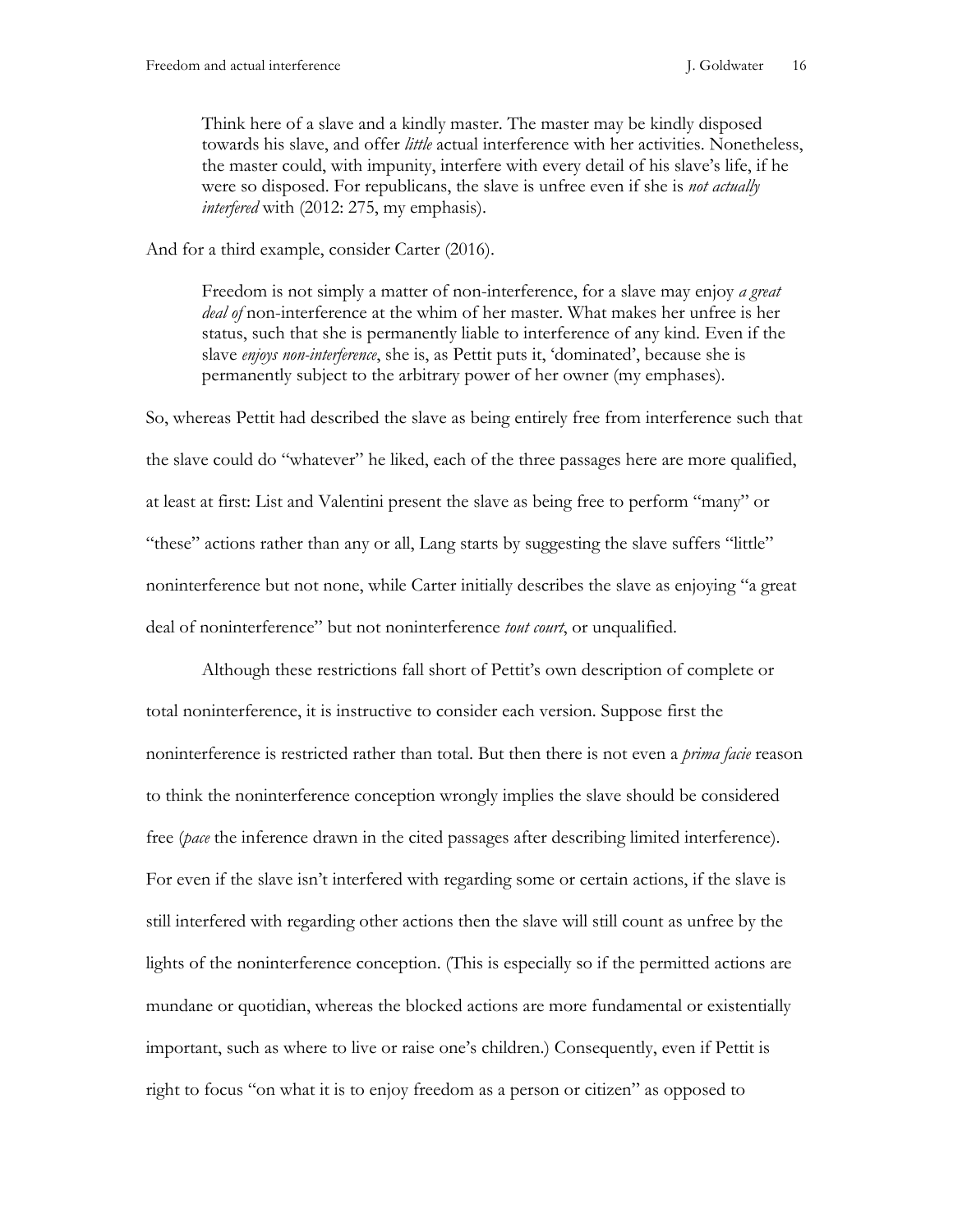> Think here of a slave and a kindly master. The master may be kindly disposed towards his slave, and offer *little* actual interference with her activities. Nonetheless, the master could, with impunity, interfere with every detail of his slave's life, if he were so disposed. For republicans, the slave is unfree even if she is *not actually interfered* with (2012: 275, my emphasis).

And for a third example, consider Carter (2016).

> Freedom is not simply a matter of non-interference, for a slave may enjoy *a great deal of* non-interference at the whim of her master. What makes her unfree is her status, such that she is permanently liable to interference of any kind. Even if the slave *enjoys non-interference*, she is, as Pettit puts it, 'dominated', because she is permanently subject to the arbitrary power of her owner (my emphases).

So, whereas Pettit had described the slave as being entirely free from interference such that the slave could do "whatever" he liked, each of the three passages here are more qualified, at least at first: List and Valentini present the slave as being free to perform "many" or "these" actions rather than any or all, Lang starts by suggesting the slave suffers "little" noninterference but not none, while Carter initially describes the slave as enjoying "a great deal of noninterference" but not noninterference *tout court*, or unqualified.

Although these restrictions fall short of Pettit's own description of complete or total noninterference, it is instructive to consider each version. Suppose first the noninterference is restricted rather than total. But then there is not even a *prima facie* reason to think the noninterference conception wrongly implies the slave should be considered free (*pace* the inference drawn in the cited passages after describing limited interference). For even if the slave isn't interfered with regarding some or certain actions, if the slave is still interfered with regarding other actions then the slave will still count as unfree by the lights of the noninterference conception. (This is especially so if the permitted actions are mundane or quotidian, whereas the blocked actions are more fundamental or existentially important, such as where to live or raise one's children.) Consequently, even if Pettit is right to focus "on what it is to enjoy freedom as a person or citizen" as opposed to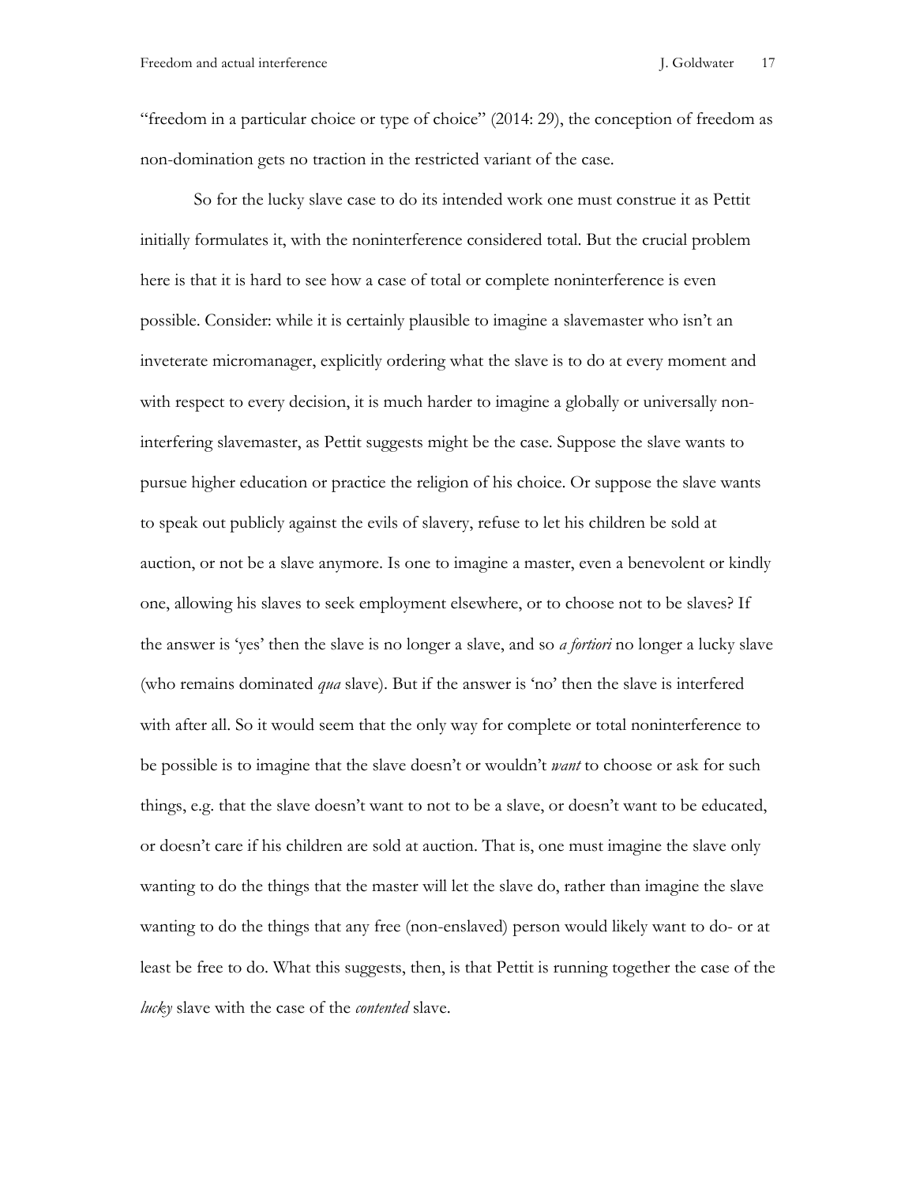"freedom in a particular choice or type of choice" (2014: 29), the conception of freedom as non-domination gets no traction in the restricted variant of the case.

So for the lucky slave case to do its intended work one must construe it as Pettit initially formulates it, with the noninterference considered total. But the crucial problem here is that it is hard to see how a case of total or complete noninterference is even possible. Consider: while it is certainly plausible to imagine a slavemaster who isn't an inveterate micromanager, explicitly ordering what the slave is to do at every moment and with respect to every decision, it is much harder to imagine a globally or universally non-interfering slavemaster, as Pettit suggests might be the case. Suppose the slave wants to pursue higher education or practice the religion of his choice. Or suppose the slave wants to speak out publicly against the evils of slavery, refuse to let his children be sold at auction, or not be a slave anymore. Is one to imagine a master, even a benevolent or kindly one, allowing his slaves to seek employment elsewhere, or to choose not to be slaves? If the answer is 'yes' then the slave is no longer a slave, and so *a fortiori* no longer a lucky slave (who remains dominated *qua* slave). But if the answer is 'no' then the slave is interfered with after all. So it would seem that the only way for complete or total noninterference to be possible is to imagine that the slave doesn't or wouldn't *want* to choose or ask for such things, e.g. that the slave doesn't want to not to be a slave, or doesn't want to be educated, or doesn't care if his children are sold at auction. That is, one must imagine the slave only wanting to do the things that the master will let the slave do, rather than imagine the slave wanting to do the things that any free (non-enslaved) person would likely want to do- or at least be free to do. What this suggests, then, is that Pettit is running together the case of the *lucky* slave with the case of the *contented* slave.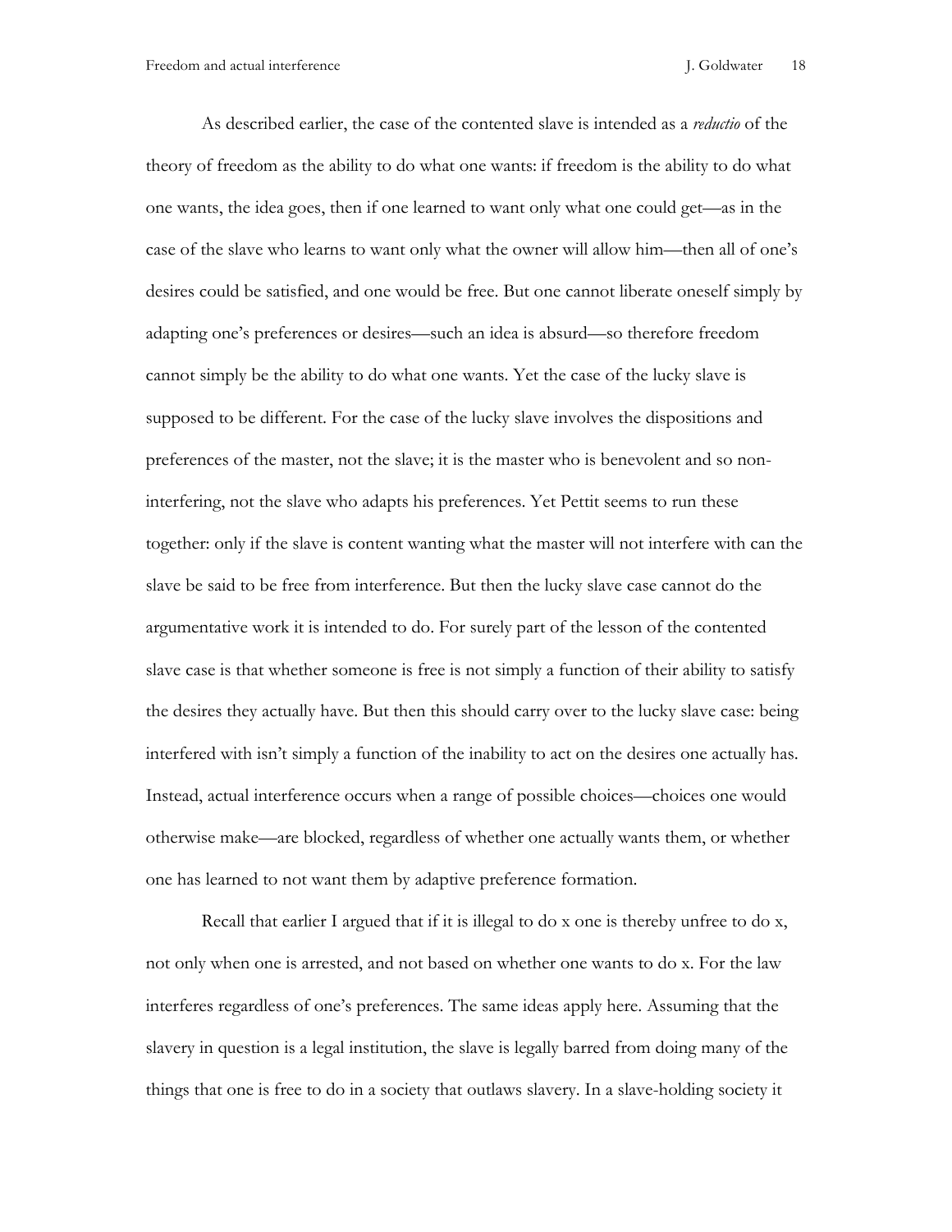As described earlier, the case of the contented slave is intended as a *reductio* of the theory of freedom as the ability to do what one wants: if freedom is the ability to do what one wants, the idea goes, then if one learned to want only what one could get—as in the case of the slave who learns to want only what the owner will allow him—then all of one's desires could be satisfied, and one would be free. But one cannot liberate oneself simply by adapting one's preferences or desires—such an idea is absurd—so therefore freedom cannot simply be the ability to do what one wants. Yet the case of the lucky slave is supposed to be different. For the case of the lucky slave involves the dispositions and preferences of the master, not the slave; it is the master who is benevolent and so non-interfering, not the slave who adapts his preferences. Yet Pettit seems to run these together: only if the slave is content wanting what the master will not interfere with can the slave be said to be free from interference. But then the lucky slave case cannot do the argumentative work it is intended to do. For surely part of the lesson of the contented slave case is that whether someone is free is not simply a function of their ability to satisfy the desires they actually have. But then this should carry over to the lucky slave case: being interfered with isn't simply a function of the inability to act on the desires one actually has. Instead, actual interference occurs when a range of possible choices—choices one would otherwise make—are blocked, regardless of whether one actually wants them, or whether one has learned to not want them by adaptive preference formation.

Recall that earlier I argued that if it is illegal to do x one is thereby unfree to do x, not only when one is arrested, and not based on whether one wants to do x. For the law interferes regardless of one's preferences. The same ideas apply here. Assuming that the slavery in question is a legal institution, the slave is legally barred from doing many of the things that one is free to do in a society that outlaws slavery. In a slave-holding society it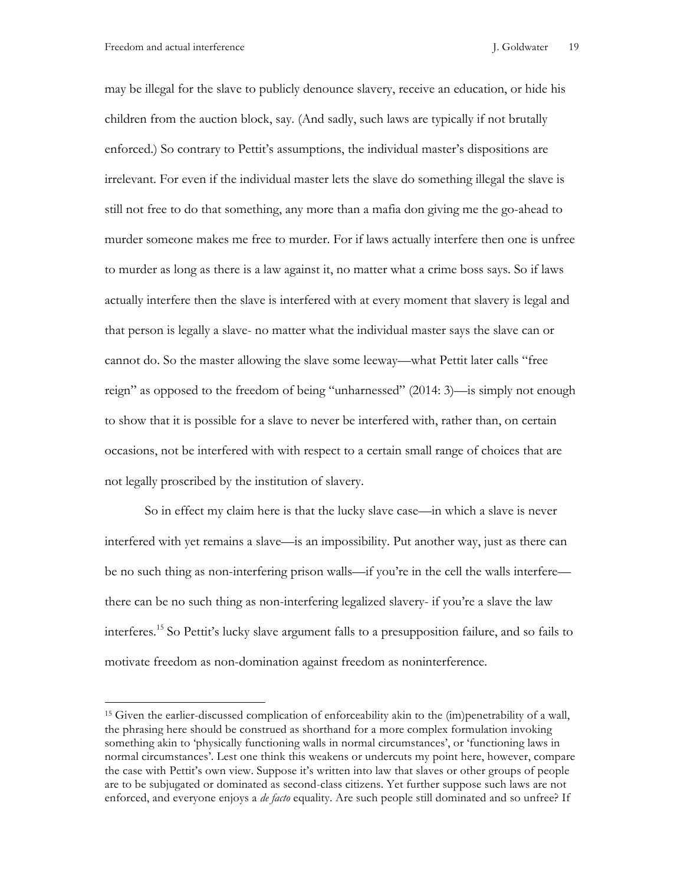may be illegal for the slave to publicly denounce slavery, receive an education, or hide his children from the auction block, say. (And sadly, such laws are typically if not brutally enforced.) So contrary to Pettit's assumptions, the individual master's dispositions are irrelevant. For even if the individual master lets the slave do something illegal the slave is still not free to do that something, any more than a mafia don giving me the go-ahead to murder someone makes me free to murder. For if laws actually interfere then one is unfree to murder as long as there is a law against it, no matter what a crime boss says. So if laws actually interfere then the slave is interfered with at every moment that slavery is legal and that person is legally a slave- no matter what the individual master says the slave can or cannot do. So the master allowing the slave some leeway—what Pettit later calls "free reign" as opposed to the freedom of being "unharnessed" (2014: 3)—is simply not enough to show that it is possible for a slave to never be interfered with, rather than, on certain occasions, not be interfered with with respect to a certain small range of choices that are not legally proscribed by the institution of slavery.

So in effect my claim here is that the lucky slave case—in which a slave is never interfered with yet remains a slave—is an impossibility. Put another way, just as there can be no such thing as non-interfering prison walls—if you're in the cell the walls interfere—there can be no such thing as non-interfering legalized slavery- if you're a slave the law interferes.[15] So Pettit's lucky slave argument falls to a presupposition failure, and so fails to motivate freedom as non-domination against freedom as noninterference.

---

[15] Given the earlier-discussed complication of enforceability akin to the (im)penetrability of a wall, the phrasing here should be construed as shorthand for a more complex formulation invoking something akin to 'physically functioning walls in normal circumstances', or 'functioning laws in normal circumstances'. Lest one think this weakens or undercuts my point here, however, compare the case with Pettit's own view. Suppose it's written into law that slaves or other groups of people are to be subjugated or dominated as second-class citizens. Yet further suppose such laws are not enforced, and everyone enjoys a *de facto* equality. Are such people still dominated and so unfree? If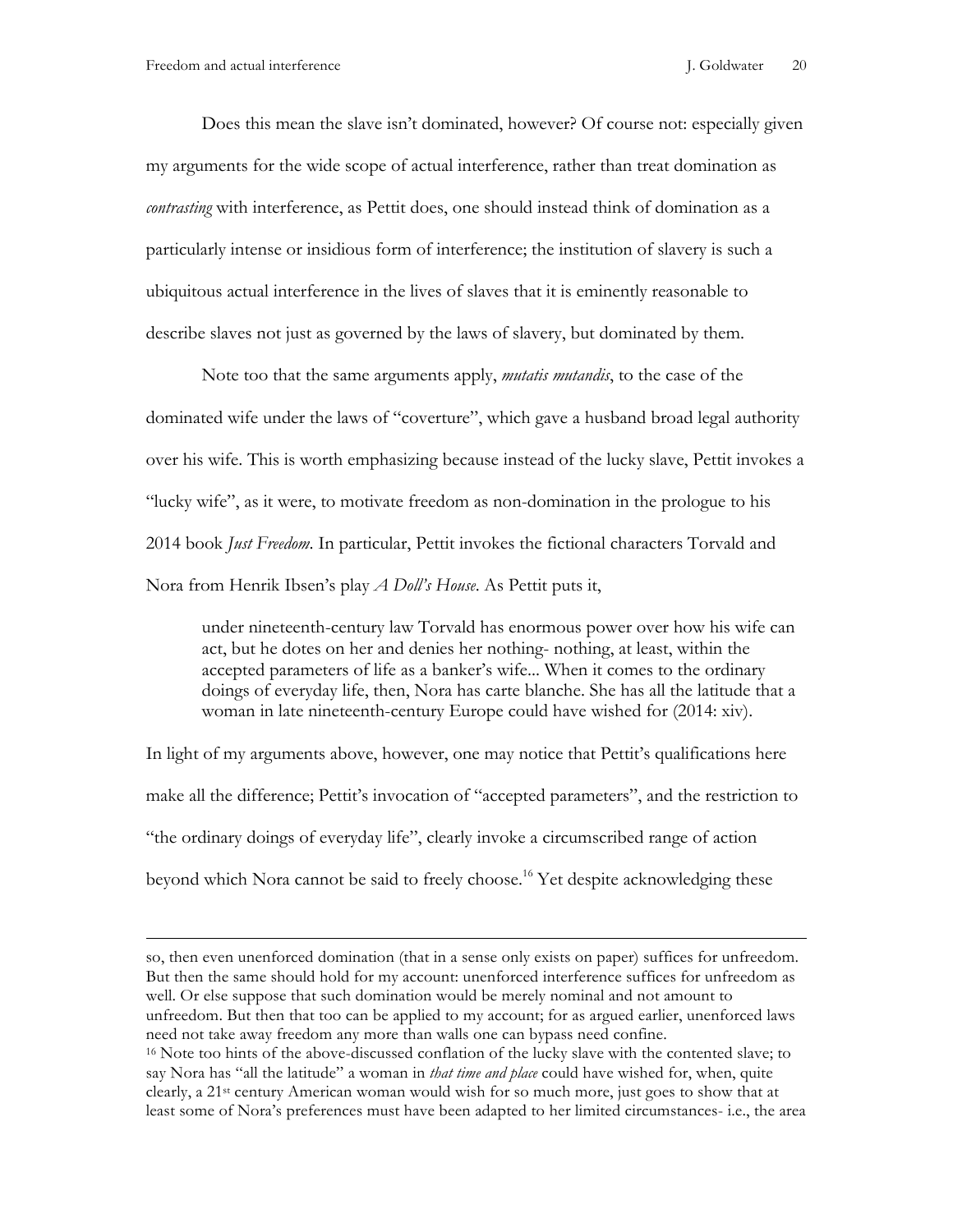Does this mean the slave isn't dominated, however? Of course not: especially given my arguments for the wide scope of actual interference, rather than treat domination as *contrasting* with interference, as Pettit does, one should instead think of domination as a particularly intense or insidious form of interference; the institution of slavery is such a ubiquitous actual interference in the lives of slaves that it is eminently reasonable to describe slaves not just as governed by the laws of slavery, but dominated by them.

Note too that the same arguments apply, *mutatis mutandis*, to the case of the dominated wife under the laws of "coverture", which gave a husband broad legal authority over his wife. This is worth emphasizing because instead of the lucky slave, Pettit invokes a "lucky wife", as it were, to motivate freedom as non-domination in the prologue to his 2014 book *Just Freedom*. In particular, Pettit invokes the fictional characters Torvald and Nora from Henrik Ibsen's play *A Doll's House*. As Pettit puts it,

> under nineteenth-century law Torvald has enormous power over how his wife can act, but he dotes on her and denies her nothing- nothing, at least, within the accepted parameters of life as a banker's wife... When it comes to the ordinary doings of everyday life, then, Nora has carte blanche. She has all the latitude that a woman in late nineteenth-century Europe could have wished for (2014: xiv).

In light of my arguments above, however, one may notice that Pettit's qualifications here make all the difference; Pettit's invocation of "accepted parameters", and the restriction to "the ordinary doings of everyday life", clearly invoke a circumscribed range of action beyond which Nora cannot be said to freely choose.[16] Yet despite acknowledging these

---

so, then even unenforced domination (that in a sense only exists on paper) suffices for unfreedom. But then the same should hold for my account: unenforced interference suffices for unfreedom as well. Or else suppose that such domination would be merely nominal and not amount to unfreedom. But then that too can be applied to my account; for as argued earlier, unenforced laws need not take away freedom any more than walls one can bypass need confine.

[16] Note too hints of the above-discussed conflation of the lucky slave with the contented slave; to say Nora has "all the latitude" a woman in *that time and place* could have wished for, when, quite clearly, a 21st century American woman would wish for so much more, just goes to show that at least some of Nora's preferences must have been adapted to her limited circumstances- i.e., the area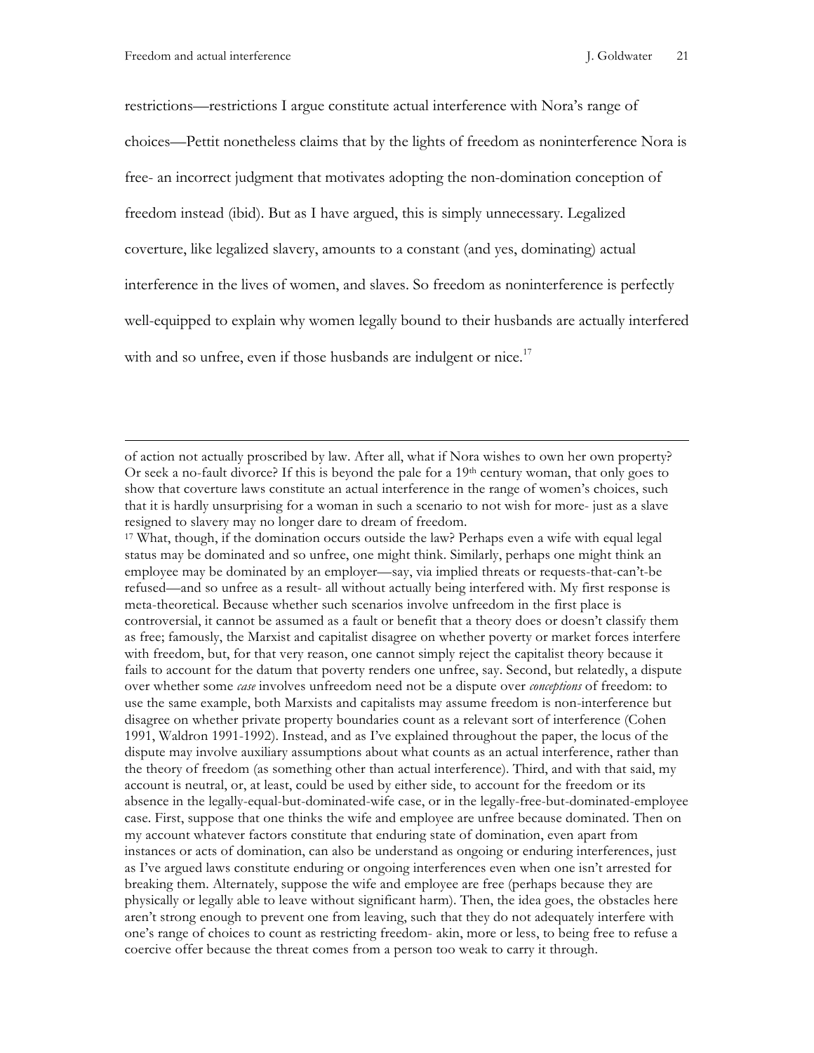restrictions—restrictions I argue constitute actual interference with Nora's range of choices—Pettit nonetheless claims that by the lights of freedom as noninterference Nora is free- an incorrect judgment that motivates adopting the non-domination conception of freedom instead (ibid). But as I have argued, this is simply unnecessary. Legalized coverture, like legalized slavery, amounts to a constant (and yes, dominating) actual interference in the lives of women, and slaves. So freedom as noninterference is perfectly well-equipped to explain why women legally bound to their husbands are actually interfered with and so unfree, even if those husbands are indulgent or nice.[17]

---

of action not actually proscribed by law. After all, what if Nora wishes to own her own property? Or seek a no-fault divorce? If this is beyond the pale for a 19th century woman, that only goes to show that coverture laws constitute an actual interference in the range of women's choices, such that it is hardly unsurprising for a woman in such a scenario to not wish for more- just as a slave resigned to slavery may no longer dare to dream of freedom.

[17] What, though, if the domination occurs outside the law? Perhaps even a wife with equal legal status may be dominated and so unfree, one might think. Similarly, perhaps one might think an employee may be dominated by an employer—say, via implied threats or requests-that-can't-be refused—and so unfree as a result- all without actually being interfered with. My first response is meta-theoretical. Because whether such scenarios involve unfreedom in the first place is controversial, it cannot be assumed as a fault or benefit that a theory does or doesn't classify them as free; famously, the Marxist and capitalist disagree on whether poverty or market forces interfere with freedom, but, for that very reason, one cannot simply reject the capitalist theory because it fails to account for the datum that poverty renders one unfree, say. Second, but relatedly, a dispute over whether some *case* involves unfreedom need not be a dispute over *conceptions* of freedom: to use the same example, both Marxists and capitalists may assume freedom is non-interference but disagree on whether private property boundaries count as a relevant sort of interference (Cohen 1991, Waldron 1991-1992). Instead, and as I've explained throughout the paper, the locus of the dispute may involve auxiliary assumptions about what counts as an actual interference, rather than the theory of freedom (as something other than actual interference). Third, and with that said, my account is neutral, or, at least, could be used by either side, to account for the freedom or its absence in the legally-equal-but-dominated-wife case, or in the legally-free-but-dominated-employee case. First, suppose that one thinks the wife and employee are unfree because dominated. Then on my account whatever factors constitute that enduring state of domination, even apart from instances or acts of domination, can also be understand as ongoing or enduring interferences, just as I've argued laws constitute enduring or ongoing interferences even when one isn't arrested for breaking them. Alternately, suppose the wife and employee are free (perhaps because they are physically or legally able to leave without significant harm). Then, the idea goes, the obstacles here aren't strong enough to prevent one from leaving, such that they do not adequately interfere with one's range of choices to count as restricting freedom- akin, more or less, to being free to refuse a coercive offer because the threat comes from a person too weak to carry it through.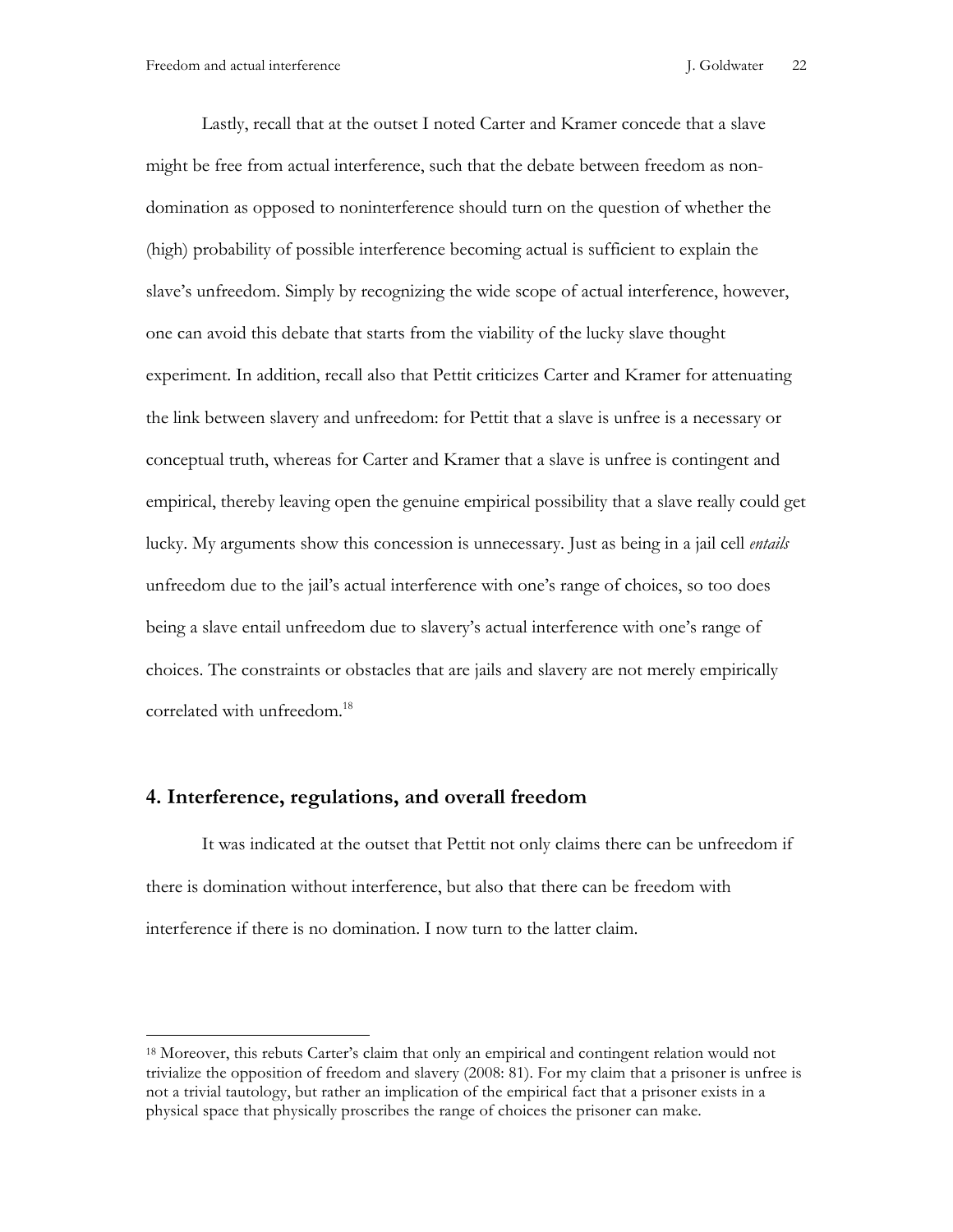Lastly, recall that at the outset I noted Carter and Kramer concede that a slave might be free from actual interference, such that the debate between freedom as non-domination as opposed to noninterference should turn on the question of whether the (high) probability of possible interference becoming actual is sufficient to explain the slave's unfreedom. Simply by recognizing the wide scope of actual interference, however, one can avoid this debate that starts from the viability of the lucky slave thought experiment. In addition, recall also that Pettit criticizes Carter and Kramer for attenuating the link between slavery and unfreedom: for Pettit that a slave is unfree is a necessary or conceptual truth, whereas for Carter and Kramer that a slave is unfree is contingent and empirical, thereby leaving open the genuine empirical possibility that a slave really could get lucky. My arguments show this concession is unnecessary. Just as being in a jail cell *entails* unfreedom due to the jail's actual interference with one's range of choices, so too does being a slave entail unfreedom due to slavery's actual interference with one's range of choices. The constraints or obstacles that are jails and slavery are not merely empirically correlated with unfreedom.[18]

## 4. Interference, regulations, and overall freedom

It was indicated at the outset that Pettit not only claims there can be unfreedom if there is domination without interference, but also that there can be freedom with interference if there is no domination. I now turn to the latter claim.

---

[18] Moreover, this rebuts Carter's claim that only an empirical and contingent relation would not trivialize the opposition of freedom and slavery (2008: 81). For my claim that a prisoner is unfree is not a trivial tautology, but rather an implication of the empirical fact that a prisoner exists in a physical space that physically proscribes the range of choices the prisoner can make.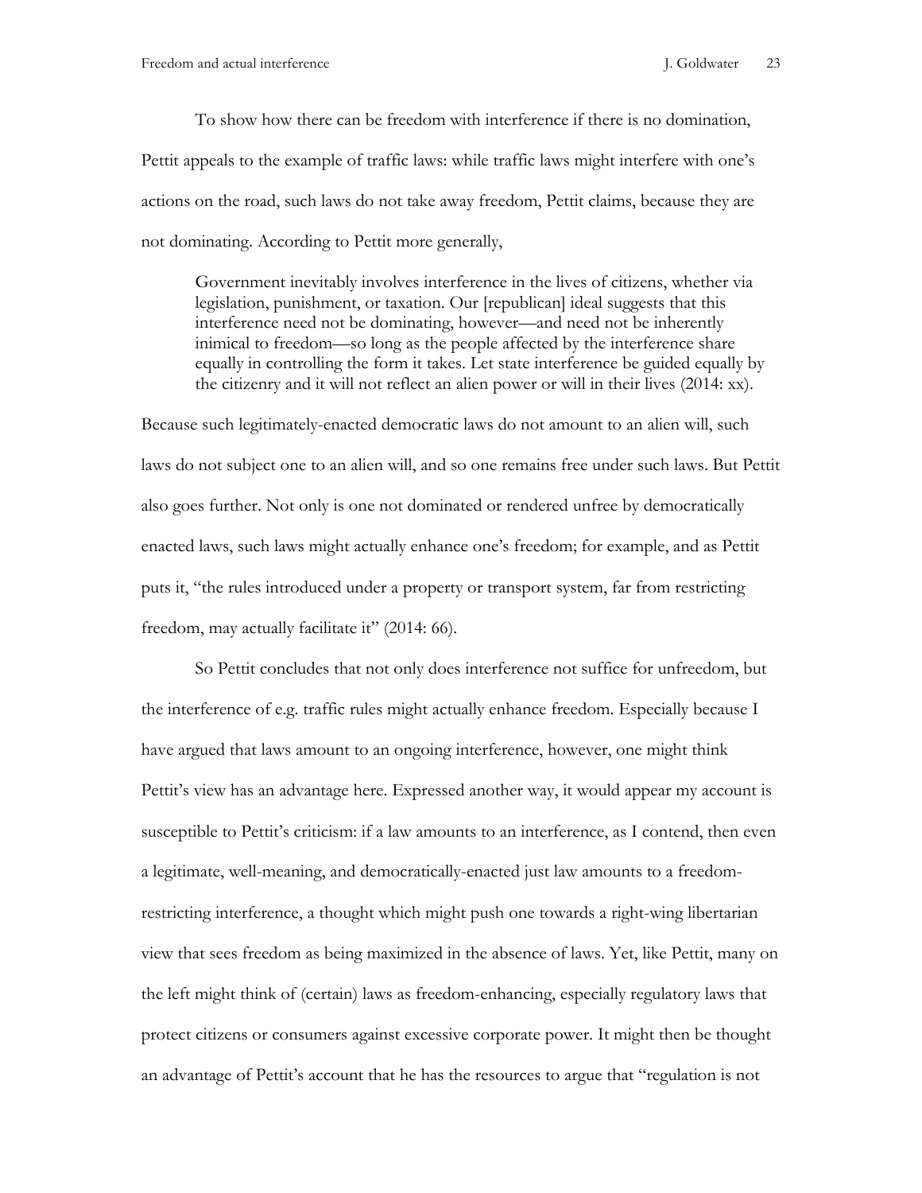To show how there can be freedom with interference if there is no domination, Pettit appeals to the example of traffic laws: while traffic laws might interfere with one's actions on the road, such laws do not take away freedom, Pettit claims, because they are not dominating. According to Pettit more generally,

> Government inevitably involves interference in the lives of citizens, whether via legislation, punishment, or taxation. Our [republican] ideal suggests that this interference need not be dominating, however—and need not be inherently inimical to freedom—so long as the people affected by the interference share equally in controlling the form it takes. Let state interference be guided equally by the citizenry and it will not reflect an alien power or will in their lives (2014: xx).

Because such legitimately-enacted democratic laws do not amount to an alien will, such laws do not subject one to an alien will, and so one remains free under such laws. But Pettit also goes further. Not only is one not dominated or rendered unfree by democratically enacted laws, such laws might actually enhance one's freedom; for example, and as Pettit puts it, "the rules introduced under a property or transport system, far from restricting freedom, may actually facilitate it" (2014: 66).

So Pettit concludes that not only does interference not suffice for unfreedom, but the interference of e.g. traffic rules might actually enhance freedom. Especially because I have argued that laws amount to an ongoing interference, however, one might think Pettit's view has an advantage here. Expressed another way, it would appear my account is susceptible to Pettit's criticism: if a law amounts to an interference, as I contend, then even a legitimate, well-meaning, and democratically-enacted just law amounts to a freedom-restricting interference, a thought which might push one towards a right-wing libertarian view that sees freedom as being maximized in the absence of laws. Yet, like Pettit, many on the left might think of (certain) laws as freedom-enhancing, especially regulatory laws that protect citizens or consumers against excessive corporate power. It might then be thought an advantage of Pettit's account that he has the resources to argue that "regulation is not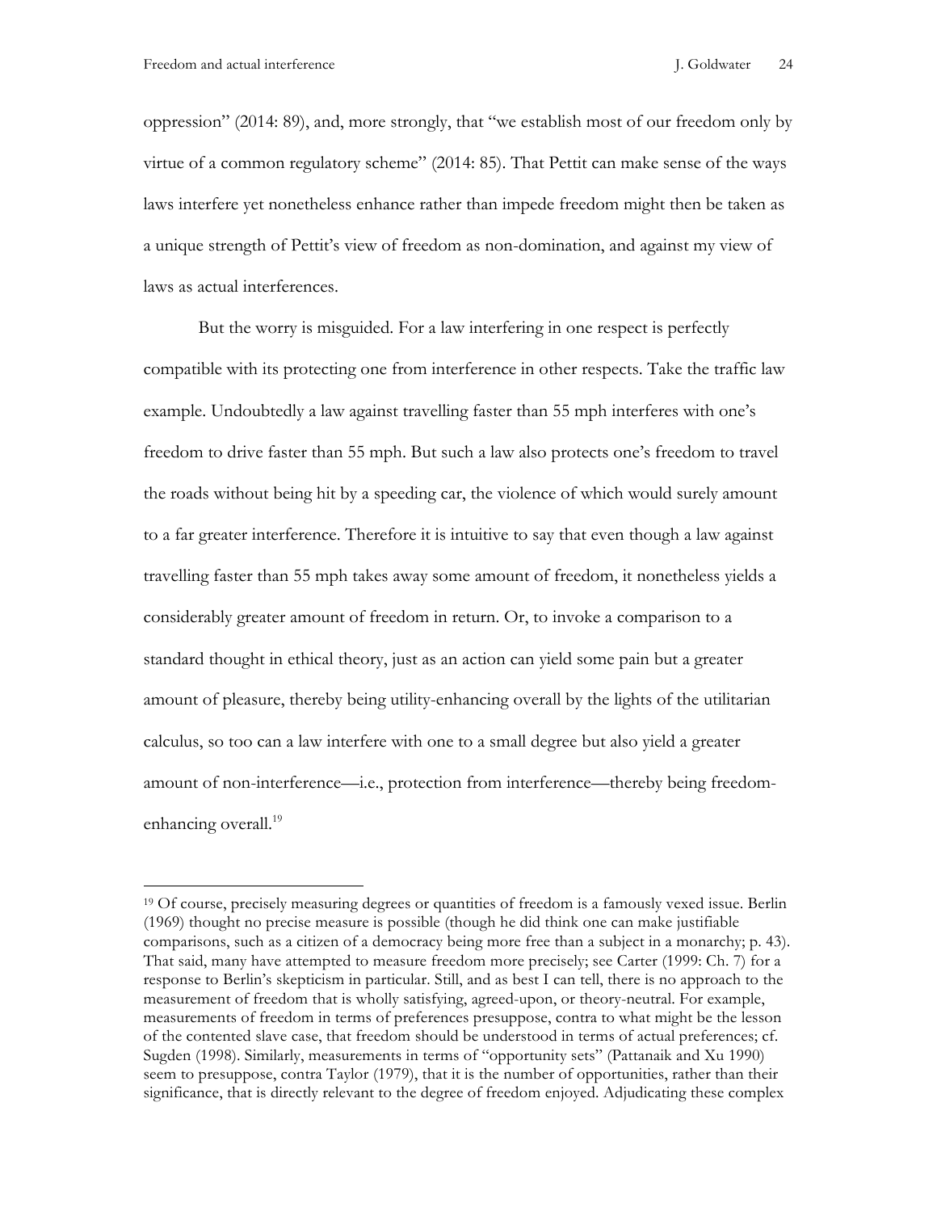oppression" (2014: 89), and, more strongly, that "we establish most of our freedom only by virtue of a common regulatory scheme" (2014: 85). That Pettit can make sense of the ways laws interfere yet nonetheless enhance rather than impede freedom might then be taken as a unique strength of Pettit's view of freedom as non-domination, and against my view of laws as actual interferences.

But the worry is misguided. For a law interfering in one respect is perfectly compatible with its protecting one from interference in other respects. Take the traffic law example. Undoubtedly a law against travelling faster than 55 mph interferes with one's freedom to drive faster than 55 mph. But such a law also protects one's freedom to travel the roads without being hit by a speeding car, the violence of which would surely amount to a far greater interference. Therefore it is intuitive to say that even though a law against travelling faster than 55 mph takes away some amount of freedom, it nonetheless yields a considerably greater amount of freedom in return. Or, to invoke a comparison to a standard thought in ethical theory, just as an action can yield some pain but a greater amount of pleasure, thereby being utility-enhancing overall by the lights of the utilitarian calculus, so too can a law interfere with one to a small degree but also yield a greater amount of non-interference—i.e., protection from interference—thereby being freedom-enhancing overall.[19]

[19] Of course, precisely measuring degrees or quantities of freedom is a famously vexed issue. Berlin (1969) thought no precise measure is possible (though he did think one can make justifiable comparisons, such as a citizen of a democracy being more free than a subject in a monarchy; p. 43). That said, many have attempted to measure freedom more precisely; see Carter (1999: Ch. 7) for a response to Berlin's skepticism in particular. Still, and as best I can tell, there is no approach to the measurement of freedom that is wholly satisfying, agreed-upon, or theory-neutral. For example, measurements of freedom in terms of preferences presuppose, contra to what might be the lesson of the contented slave case, that freedom should be understood in terms of actual preferences; cf. Sugden (1998). Similarly, measurements in terms of "opportunity sets" (Pattanaik and Xu 1990) seem to presuppose, contra Taylor (1979), that it is the number of opportunities, rather than their significance, that is directly relevant to the degree of freedom enjoyed. Adjudicating these complex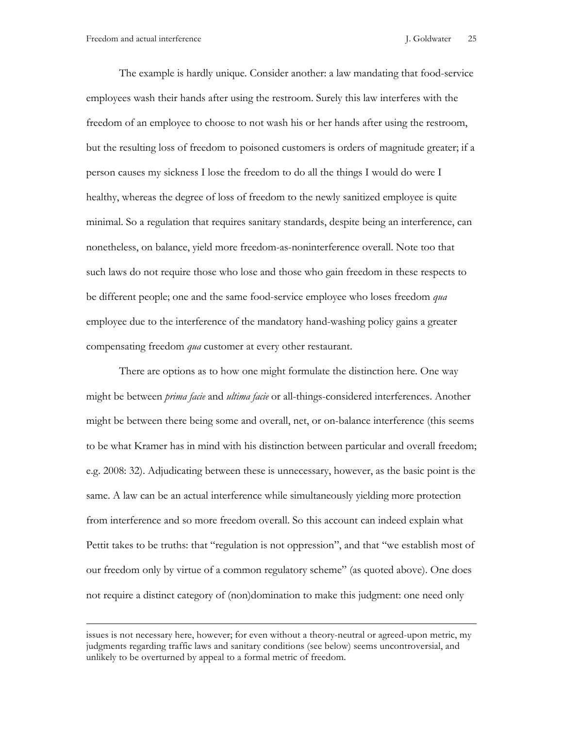The example is hardly unique. Consider another: a law mandating that food-service employees wash their hands after using the restroom. Surely this law interferes with the freedom of an employee to choose to not wash his or her hands after using the restroom, but the resulting loss of freedom to poisoned customers is orders of magnitude greater; if a person causes my sickness I lose the freedom to do all the things I would do were I healthy, whereas the degree of loss of freedom to the newly sanitized employee is quite minimal. So a regulation that requires sanitary standards, despite being an interference, can nonetheless, on balance, yield more freedom-as-noninterference overall. Note too that such laws do not require those who lose and those who gain freedom in these respects to be different people; one and the same food-service employee who loses freedom *qua* employee due to the interference of the mandatory hand-washing policy gains a greater compensating freedom *qua* customer at every other restaurant.

There are options as to how one might formulate the distinction here. One way might be between *prima facie* and *ultima facie* or all-things-considered interferences. Another might be between there being some and overall, net, or on-balance interference (this seems to be what Kramer has in mind with his distinction between particular and overall freedom; e.g. 2008: 32). Adjudicating between these is unnecessary, however, as the basic point is the same. A law can be an actual interference while simultaneously yielding more protection from interference and so more freedom overall. So this account can indeed explain what Pettit takes to be truths: that "regulation is not oppression", and that "we establish most of our freedom only by virtue of a common regulatory scheme" (as quoted above). One does not require a distinct category of (non)domination to make this judgment: one need only

issues is not necessary here, however; for even without a theory-neutral or agreed-upon metric, my judgments regarding traffic laws and sanitary conditions (see below) seems uncontroversial, and unlikely to be overturned by appeal to a formal metric of freedom.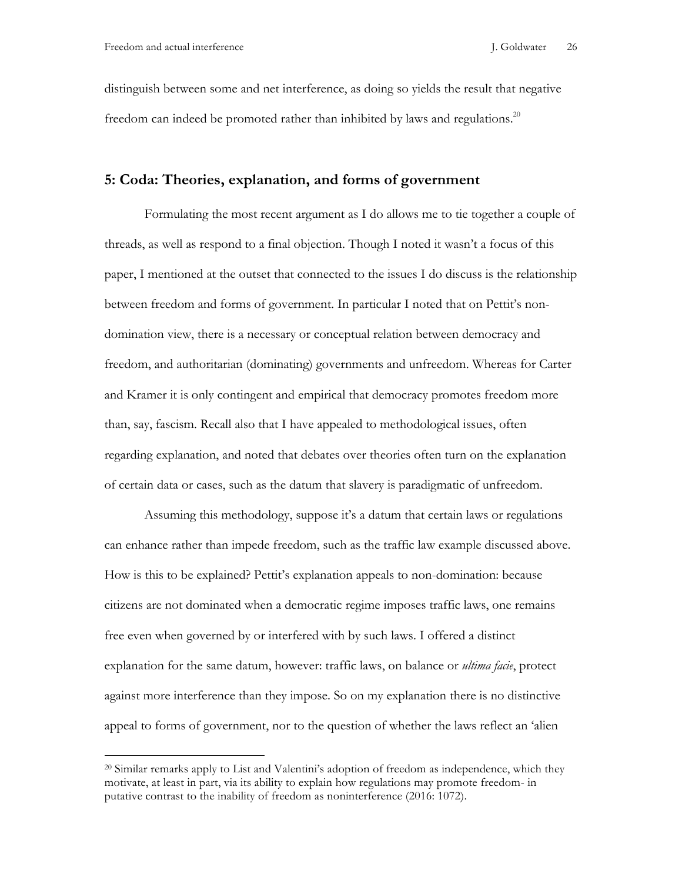distinguish between some and net interference, as doing so yields the result that negative freedom can indeed be promoted rather than inhibited by laws and regulations.[20]

## 5: Coda: Theories, explanation, and forms of government

Formulating the most recent argument as I do allows me to tie together a couple of threads, as well as respond to a final objection. Though I noted it wasn't a focus of this paper, I mentioned at the outset that connected to the issues I do discuss is the relationship between freedom and forms of government. In particular I noted that on Pettit's non-domination view, there is a necessary or conceptual relation between democracy and freedom, and authoritarian (dominating) governments and unfreedom. Whereas for Carter and Kramer it is only contingent and empirical that democracy promotes freedom more than, say, fascism. Recall also that I have appealed to methodological issues, often regarding explanation, and noted that debates over theories often turn on the explanation of certain data or cases, such as the datum that slavery is paradigmatic of unfreedom.

Assuming this methodology, suppose it's a datum that certain laws or regulations can enhance rather than impede freedom, such as the traffic law example discussed above. How is this to be explained? Pettit's explanation appeals to non-domination: because citizens are not dominated when a democratic regime imposes traffic laws, one remains free even when governed by or interfered with by such laws. I offered a distinct explanation for the same datum, however: traffic laws, on balance or *ultima facie*, protect against more interference than they impose. So on my explanation there is no distinctive appeal to forms of government, nor to the question of whether the laws reflect an 'alien

[20] Similar remarks apply to List and Valentini's adoption of freedom as independence, which they motivate, at least in part, via its ability to explain how regulations may promote freedom- in putative contrast to the inability of freedom as noninterference (2016: 1072).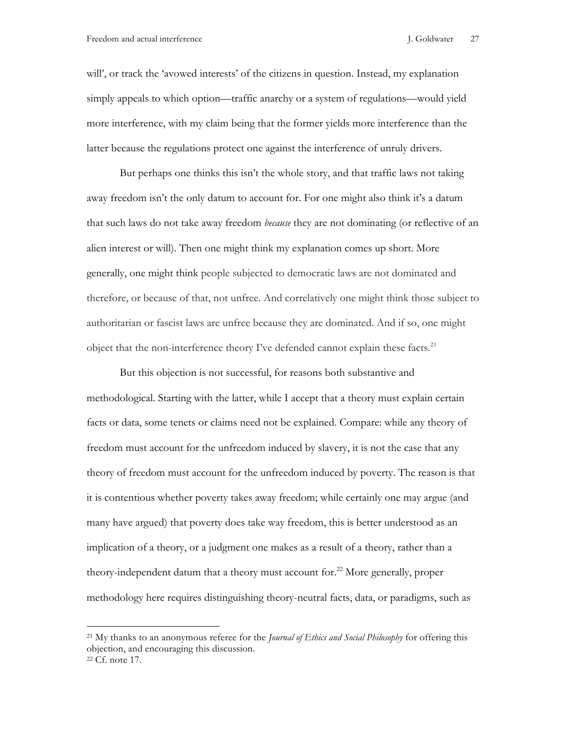will', or track the 'avowed interests' of the citizens in question. Instead, my explanation simply appeals to which option—traffic anarchy or a system of regulations—would yield more interference, with my claim being that the former yields more interference than the latter because the regulations protect one against the interference of unruly drivers.

But perhaps one thinks this isn't the whole story, and that traffic laws not taking away freedom isn't the only datum to account for. For one might also think it's a datum that such laws do not take away freedom *because* they are not dominating (or reflective of an alien interest or will). Then one might think my explanation comes up short. More generally, one might think people subjected to democratic laws are not dominated and therefore, or because of that, not unfree. And correlatively one might think those subject to authoritarian or fascist laws are unfree because they are dominated. And if so, one might object that the non-interference theory I've defended cannot explain these facts.[21]

But this objection is not successful, for reasons both substantive and methodological. Starting with the latter, while I accept that a theory must explain certain facts or data, some tenets or claims need not be explained. Compare: while any theory of freedom must account for the unfreedom induced by slavery, it is not the case that any theory of freedom must account for the unfreedom induced by poverty. The reason is that it is contentious whether poverty takes away freedom; while certainly one may argue (and many have argued) that poverty does take way freedom, this is better understood as an implication of a theory, or a judgment one makes as a result of a theory, rather than a theory-independent datum that a theory must account for.[22] More generally, proper methodology here requires distinguishing theory-neutral facts, data, or paradigms, such as

---

[21] My thanks to an anonymous referee for the *Journal of Ethics and Social Philosophy* for offering this objection, and encouraging this discussion.

[22] Cf. note 17.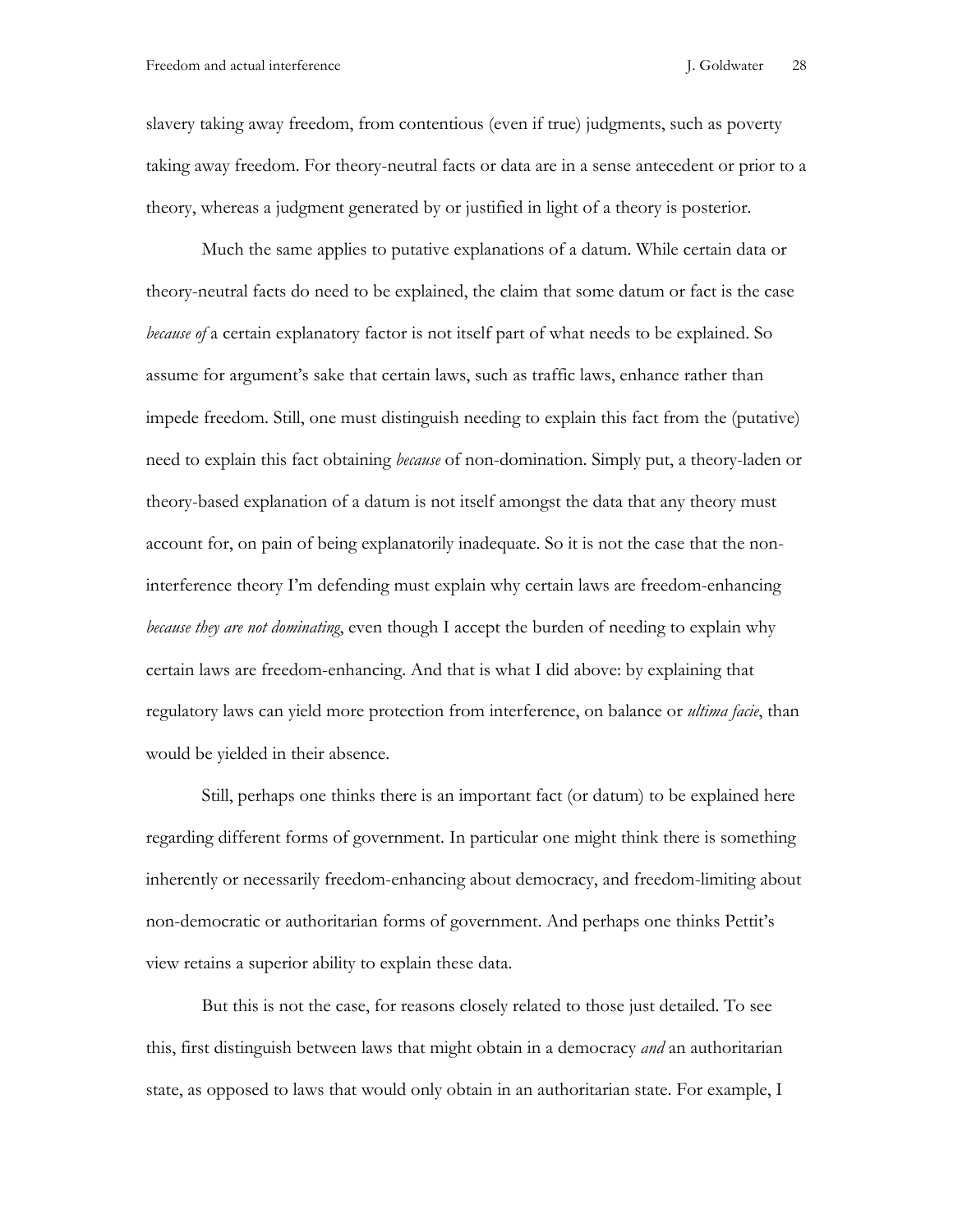slavery taking away freedom, from contentious (even if true) judgments, such as poverty taking away freedom. For theory-neutral facts or data are in a sense antecedent or prior to a theory, whereas a judgment generated by or justified in light of a theory is posterior.

Much the same applies to putative explanations of a datum. While certain data or theory-neutral facts do need to be explained, the claim that some datum or fact is the case *because of* a certain explanatory factor is not itself part of what needs to be explained. So assume for argument's sake that certain laws, such as traffic laws, enhance rather than impede freedom. Still, one must distinguish needing to explain this fact from the (putative) need to explain this fact obtaining *because* of non-domination. Simply put, a theory-laden or theory-based explanation of a datum is not itself amongst the data that any theory must account for, on pain of being explanatorily inadequate. So it is not the case that the non-interference theory I'm defending must explain why certain laws are freedom-enhancing *because they are not dominating*, even though I accept the burden of needing to explain why certain laws are freedom-enhancing. And that is what I did above: by explaining that regulatory laws can yield more protection from interference, on balance or *ultima facie*, than would be yielded in their absence.

Still, perhaps one thinks there is an important fact (or datum) to be explained here regarding different forms of government. In particular one might think there is something inherently or necessarily freedom-enhancing about democracy, and freedom-limiting about non-democratic or authoritarian forms of government. And perhaps one thinks Pettit's view retains a superior ability to explain these data.

But this is not the case, for reasons closely related to those just detailed. To see this, first distinguish between laws that might obtain in a democracy *and* an authoritarian state, as opposed to laws that would only obtain in an authoritarian state. For example, I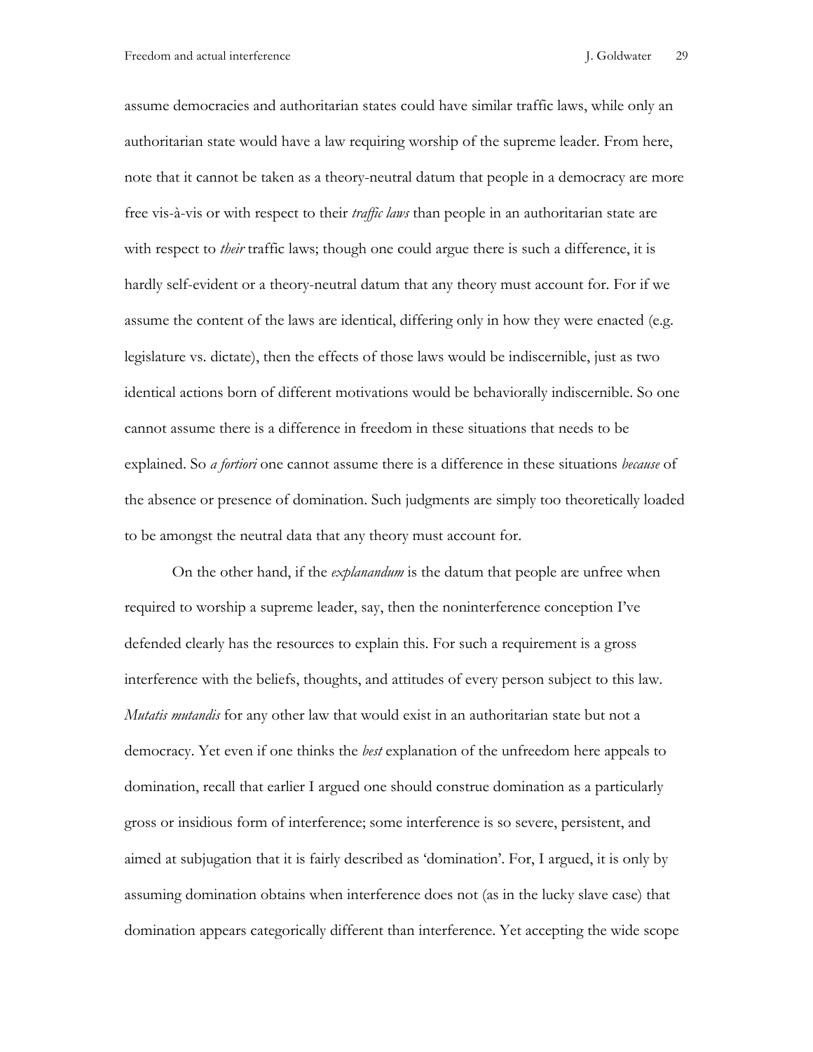assume democracies and authoritarian states could have similar traffic laws, while only an authoritarian state would have a law requiring worship of the supreme leader. From here, note that it cannot be taken as a theory-neutral datum that people in a democracy are more free vis-à-vis or with respect to their *traffic laws* than people in an authoritarian state are with respect to *their* traffic laws; though one could argue there is such a difference, it is hardly self-evident or a theory-neutral datum that any theory must account for. For if we assume the content of the laws are identical, differing only in how they were enacted (e.g. legislature vs. dictate), then the effects of those laws would be indiscernible, just as two identical actions born of different motivations would be behaviorally indiscernible. So one cannot assume there is a difference in freedom in these situations that needs to be explained. So *a fortiori* one cannot assume there is a difference in these situations *because* of the absence or presence of domination. Such judgments are simply too theoretically loaded to be amongst the neutral data that any theory must account for.

On the other hand, if the *explanandum* is the datum that people are unfree when required to worship a supreme leader, say, then the noninterference conception I've defended clearly has the resources to explain this. For such a requirement is a gross interference with the beliefs, thoughts, and attitudes of every person subject to this law. *Mutatis mutandis* for any other law that would exist in an authoritarian state but not a democracy. Yet even if one thinks the *best* explanation of the unfreedom here appeals to domination, recall that earlier I argued one should construe domination as a particularly gross or insidious form of interference; some interference is so severe, persistent, and aimed at subjugation that it is fairly described as 'domination'. For, I argued, it is only by assuming domination obtains when interference does not (as in the lucky slave case) that domination appears categorically different than interference. Yet accepting the wide scope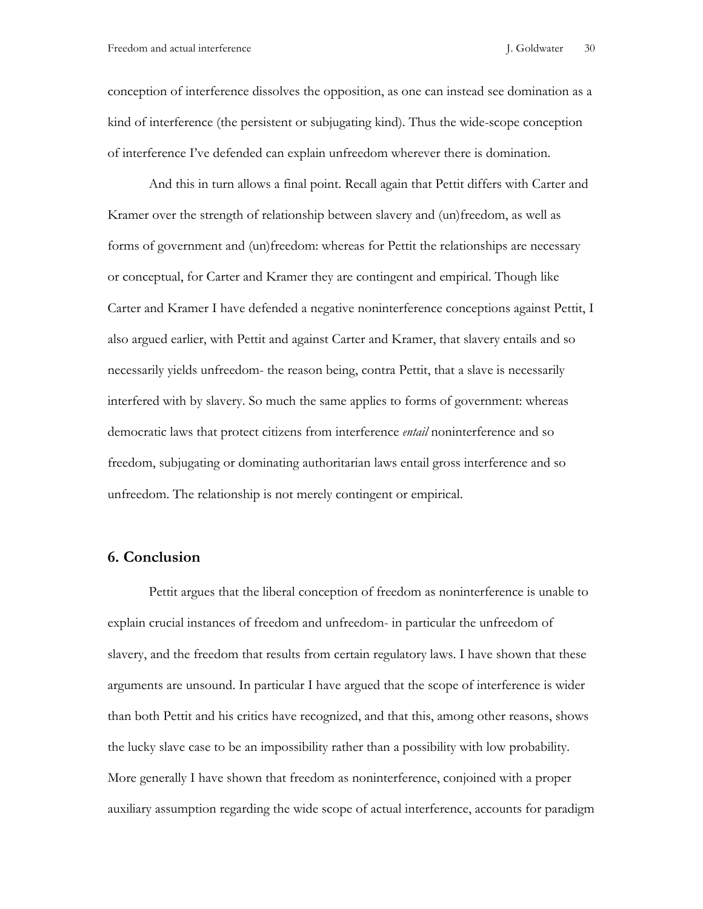conception of interference dissolves the opposition, as one can instead see domination as a kind of interference (the persistent or subjugating kind). Thus the wide-scope conception of interference I've defended can explain unfreedom wherever there is domination.

And this in turn allows a final point. Recall again that Pettit differs with Carter and Kramer over the strength of relationship between slavery and (un)freedom, as well as forms of government and (un)freedom: whereas for Pettit the relationships are necessary or conceptual, for Carter and Kramer they are contingent and empirical. Though like Carter and Kramer I have defended a negative noninterference conceptions against Pettit, I also argued earlier, with Pettit and against Carter and Kramer, that slavery entails and so necessarily yields unfreedom- the reason being, contra Pettit, that a slave is necessarily interfered with by slavery. So much the same applies to forms of government: whereas democratic laws that protect citizens from interference *entail* noninterference and so freedom, subjugating or dominating authoritarian laws entail gross interference and so unfreedom. The relationship is not merely contingent or empirical.

## 6. Conclusion

Pettit argues that the liberal conception of freedom as noninterference is unable to explain crucial instances of freedom and unfreedom- in particular the unfreedom of slavery, and the freedom that results from certain regulatory laws. I have shown that these arguments are unsound. In particular I have argued that the scope of interference is wider than both Pettit and his critics have recognized, and that this, among other reasons, shows the lucky slave case to be an impossibility rather than a possibility with low probability. More generally I have shown that freedom as noninterference, conjoined with a proper auxiliary assumption regarding the wide scope of actual interference, accounts for paradigm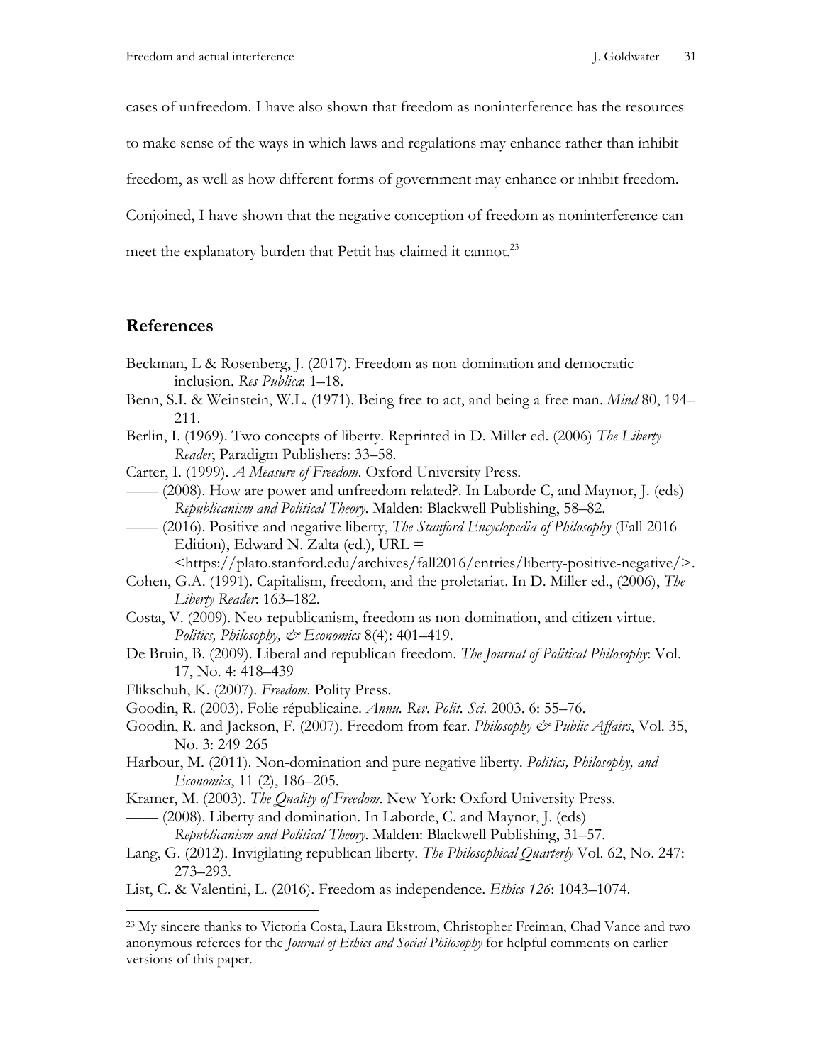cases of unfreedom. I have also shown that freedom as noninterference has the resources to make sense of the ways in which laws and regulations may enhance rather than inhibit freedom, as well as how different forms of government may enhance or inhibit freedom. Conjoined, I have shown that the negative conception of freedom as noninterference can meet the explanatory burden that Pettit has claimed it cannot.[23]

## References

Beckman, L & Rosenberg, J. (2017). Freedom as non-domination and democratic inclusion. *Res Publica*: 1–18.

Benn, S.I. & Weinstein, W.L. (1971). Being free to act, and being a free man. *Mind* 80, 194–211.

Berlin, I. (1969). Two concepts of liberty. Reprinted in D. Miller ed. (2006) *The Liberty Reader*, Paradigm Publishers: 33–58.

Carter, I. (1999). *A Measure of Freedom.* Oxford University Press.

—— (2008). How are power and unfreedom related?. In Laborde C, and Maynor, J. (eds) *Republicanism and Political Theory.* Malden: Blackwell Publishing, 58–82.

—— (2016). Positive and negative liberty, *The Stanford Encyclopedia of Philosophy* (Fall 2016 Edition), Edward N. Zalta (ed.), URL = <https://plato.stanford.edu/archives/fall2016/entries/liberty-positive-negative/>.

Cohen, G.A. (1991). Capitalism, freedom, and the proletariat. In D. Miller ed., (2006), *The Liberty Reader*: 163–182.

Costa, V. (2009). Neo-republicanism, freedom as non-domination, and citizen virtue. *Politics, Philosophy, & Economics* 8(4): 401–419.

De Bruin, B. (2009). Liberal and republican freedom. *The Journal of Political Philosophy*: Vol. 17, No. 4: 418–439

Flikschuh, K. (2007). *Freedom.* Polity Press.

Goodin, R. (2003). Folie républicaine. *Annu. Rev. Polit. Sci.* 2003. 6: 55–76.

Goodin, R. and Jackson, F. (2007). Freedom from fear. *Philosophy & Public Affairs*, Vol. 35, No. 3: 249-265

Harbour, M. (2011). Non-domination and pure negative liberty. *Politics, Philosophy, and Economics*, 11 (2), 186–205.

Kramer, M. (2003). *The Quality of Freedom*. New York: Oxford University Press.

—— (2008). Liberty and domination. In Laborde, C. and Maynor, J. (eds) *Republicanism and Political Theory.* Malden: Blackwell Publishing, 31–57.

Lang, G. (2012). Invigilating republican liberty. *The Philosophical Quarterly* Vol. 62, No. 247: 273–293.

List, C. & Valentini, L. (2016). Freedom as independence. *Ethics 126*: 1043–1074.

[23] My sincere thanks to Victoria Costa, Laura Ekstrom, Christopher Freiman, Chad Vance and two anonymous referees for the *Journal of Ethics and Social Philosophy* for helpful comments on earlier versions of this paper.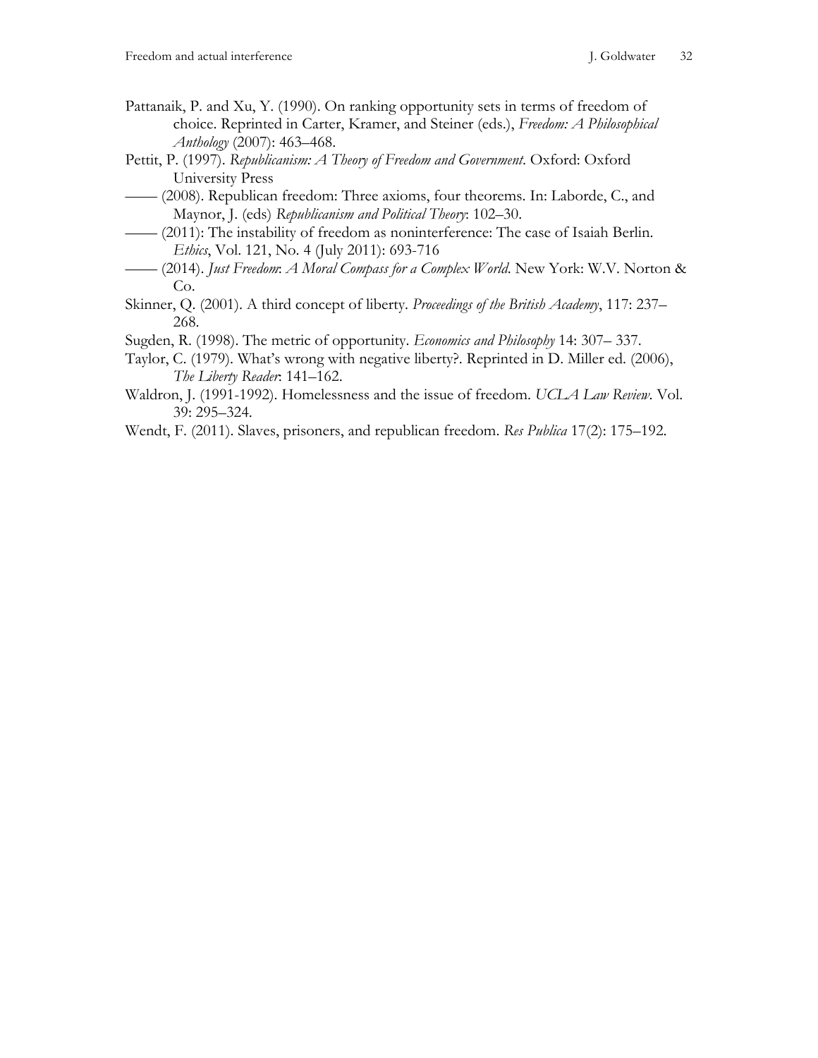Pattanaik, P. and Xu, Y. (1990). On ranking opportunity sets in terms of freedom of choice. Reprinted in Carter, Kramer, and Steiner (eds.), *Freedom: A Philosophical Anthology* (2007): 463–468.

Pettit, P. (1997). *Republicanism: A Theory of Freedom and Government*. Oxford: Oxford University Press

—— (2008). Republican freedom: Three axioms, four theorems. In: Laborde, C., and Maynor, J. (eds) *Republicanism and Political Theory*: 102–30.

—— (2011): The instability of freedom as noninterference: The case of Isaiah Berlin. *Ethics*, Vol. 121, No. 4 (July 2011): 693-716

—— (2014). *Just Freedom*: *A Moral Compass for a Complex World*. New York: W.V. Norton & Co.

Skinner, Q. (2001). A third concept of liberty. *Proceedings of the British Academy*, 117: 237–268.

Sugden, R. (1998). The metric of opportunity. *Economics and Philosophy* 14: 307– 337.

Taylor, C. (1979). What's wrong with negative liberty?. Reprinted in D. Miller ed. (2006), *The Liberty Reader*: 141–162.

Waldron, J. (1991-1992). Homelessness and the issue of freedom. *UCLA Law Review*. Vol. 39: 295–324.

Wendt, F. (2011). Slaves, prisoners, and republican freedom. *Res Publica* 17(2): 175–192.